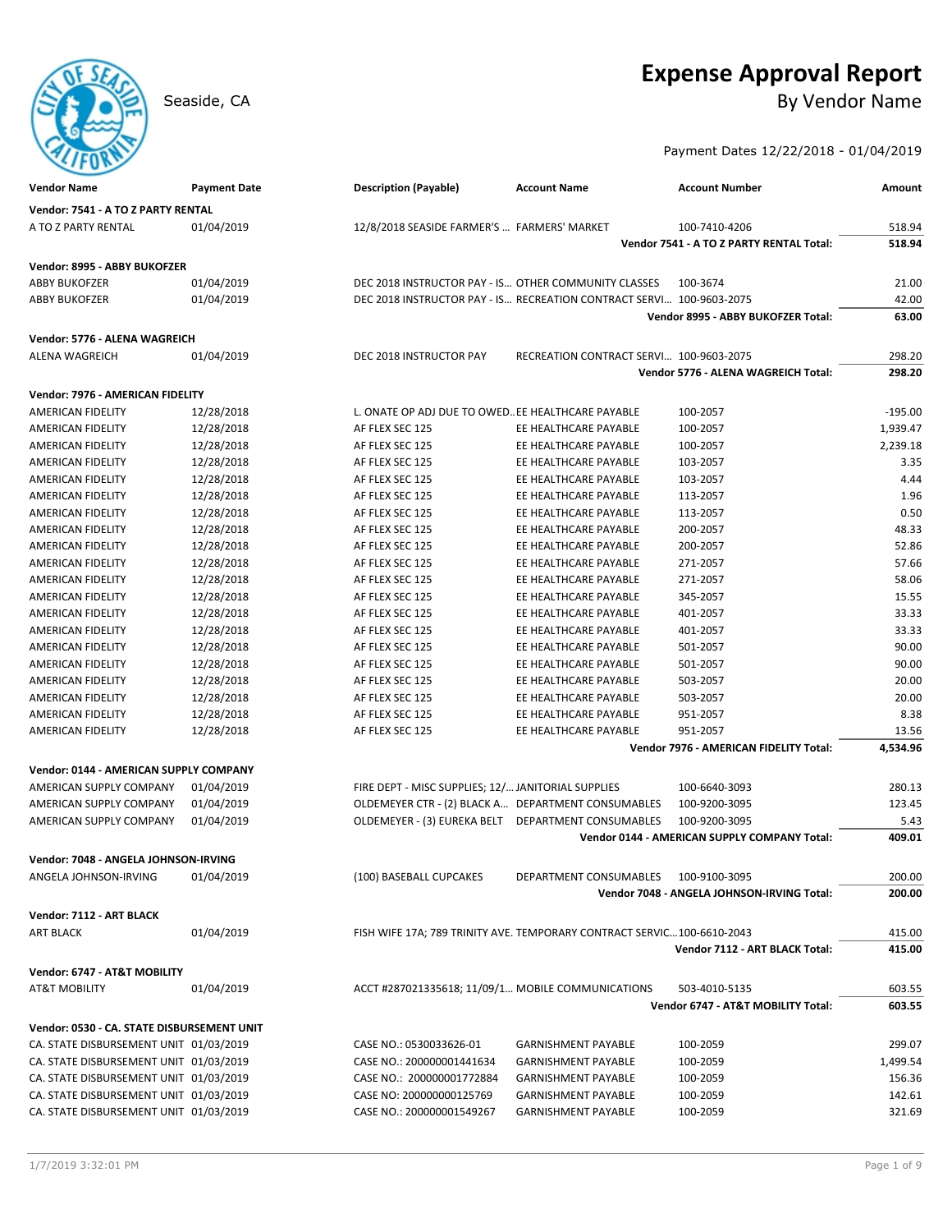# Expense Approval Report

Seaside, CA

## By Vendor Name

Payment Dates 12/22/2018 - 01/04/2019

| Vendor Name | Payment Date | Description (Payable) | Account Name | Account Number | Amount |
|---|---|---|---|---|---|
| **Vendor: 7541 - A TO Z PARTY RENTAL** | | | | | |
| A TO Z PARTY RENTAL | 01/04/2019 | 12/8/2018 SEASIDE FARMER'S ... | FARMERS' MARKET | 100-7410-4206 | 518.94 |
| | | | | **Vendor 7541 - A TO Z PARTY RENTAL Total:** | **518.94** |
| **Vendor: 8995 - ABBY BUKOFZER** | | | | | |
| ABBY BUKOFZER | 01/04/2019 | DEC 2018 INSTRUCTOR PAY - IS... | OTHER COMMUNITY CLASSES | 100-3674 | 21.00 |
| ABBY BUKOFZER | 01/04/2019 | DEC 2018 INSTRUCTOR PAY - IS... | RECREATION CONTRACT SERVI... | 100-9603-2075 | 42.00 |
| | | | | **Vendor 8995 - ABBY BUKOFZER Total:** | **63.00** |
| **Vendor: 5776 - ALENA WAGREICH** | | | | | |
| ALENA WAGREICH | 01/04/2019 | DEC 2018 INSTRUCTOR PAY | RECREATION CONTRACT SERVI... | 100-9603-2075 | 298.20 |
| | | | | **Vendor 5776 - ALENA WAGREICH Total:** | **298.20** |
| **Vendor: 7976 - AMERICAN FIDELITY** | | | | | |
| AMERICAN FIDELITY | 12/28/2018 | L. ONATE OP ADJ DUE TO OWED... | EE HEALTHCARE PAYABLE | 100-2057 | -195.00 |
| AMERICAN FIDELITY | 12/28/2018 | AF FLEX SEC 125 | EE HEALTHCARE PAYABLE | 100-2057 | 1,939.47 |
| AMERICAN FIDELITY | 12/28/2018 | AF FLEX SEC 125 | EE HEALTHCARE PAYABLE | 100-2057 | 2,239.18 |
| AMERICAN FIDELITY | 12/28/2018 | AF FLEX SEC 125 | EE HEALTHCARE PAYABLE | 103-2057 | 3.35 |
| AMERICAN FIDELITY | 12/28/2018 | AF FLEX SEC 125 | EE HEALTHCARE PAYABLE | 103-2057 | 4.44 |
| AMERICAN FIDELITY | 12/28/2018 | AF FLEX SEC 125 | EE HEALTHCARE PAYABLE | 113-2057 | 1.96 |
| AMERICAN FIDELITY | 12/28/2018 | AF FLEX SEC 125 | EE HEALTHCARE PAYABLE | 113-2057 | 0.50 |
| AMERICAN FIDELITY | 12/28/2018 | AF FLEX SEC 125 | EE HEALTHCARE PAYABLE | 200-2057 | 48.33 |
| AMERICAN FIDELITY | 12/28/2018 | AF FLEX SEC 125 | EE HEALTHCARE PAYABLE | 200-2057 | 52.86 |
| AMERICAN FIDELITY | 12/28/2018 | AF FLEX SEC 125 | EE HEALTHCARE PAYABLE | 271-2057 | 57.66 |
| AMERICAN FIDELITY | 12/28/2018 | AF FLEX SEC 125 | EE HEALTHCARE PAYABLE | 271-2057 | 58.06 |
| AMERICAN FIDELITY | 12/28/2018 | AF FLEX SEC 125 | EE HEALTHCARE PAYABLE | 345-2057 | 15.55 |
| AMERICAN FIDELITY | 12/28/2018 | AF FLEX SEC 125 | EE HEALTHCARE PAYABLE | 401-2057 | 33.33 |
| AMERICAN FIDELITY | 12/28/2018 | AF FLEX SEC 125 | EE HEALTHCARE PAYABLE | 401-2057 | 33.33 |
| AMERICAN FIDELITY | 12/28/2018 | AF FLEX SEC 125 | EE HEALTHCARE PAYABLE | 501-2057 | 90.00 |
| AMERICAN FIDELITY | 12/28/2018 | AF FLEX SEC 125 | EE HEALTHCARE PAYABLE | 501-2057 | 90.00 |
| AMERICAN FIDELITY | 12/28/2018 | AF FLEX SEC 125 | EE HEALTHCARE PAYABLE | 503-2057 | 20.00 |
| AMERICAN FIDELITY | 12/28/2018 | AF FLEX SEC 125 | EE HEALTHCARE PAYABLE | 503-2057 | 20.00 |
| AMERICAN FIDELITY | 12/28/2018 | AF FLEX SEC 125 | EE HEALTHCARE PAYABLE | 951-2057 | 8.38 |
| AMERICAN FIDELITY | 12/28/2018 | AF FLEX SEC 125 | EE HEALTHCARE PAYABLE | 951-2057 | 13.56 |
| | | | | **Vendor 7976 - AMERICAN FIDELITY Total:** | **4,534.96** |
| **Vendor: 0144 - AMERICAN SUPPLY COMPANY** | | | | | |
| AMERICAN SUPPLY COMPANY | 01/04/2019 | FIRE DEPT - MISC SUPPLIES; 12/... | JANITORIAL SUPPLIES | 100-6640-3093 | 280.13 |
| AMERICAN SUPPLY COMPANY | 01/04/2019 | OLDEMEYER CTR - (2) BLACK A... | DEPARTMENT CONSUMABLES | 100-9200-3095 | 123.45 |
| AMERICAN SUPPLY COMPANY | 01/04/2019 | OLDEMEYER - (3) EUREKA BELT | DEPARTMENT CONSUMABLES | 100-9200-3095 | 5.43 |
| | | | | **Vendor 0144 - AMERICAN SUPPLY COMPANY Total:** | **409.01** |
| **Vendor: 7048 - ANGELA JOHNSON-IRVING** | | | | | |
| ANGELA JOHNSON-IRVING | 01/04/2019 | (100) BASEBALL CUPCAKES | DEPARTMENT CONSUMABLES | 100-9100-3095 | 200.00 |
| | | | | **Vendor 7048 - ANGELA JOHNSON-IRVING Total:** | **200.00** |
| **Vendor: 7112 - ART BLACK** | | | | | |
| ART BLACK | 01/04/2019 | FISH WIFE 17A; 789 TRINITY AVE. | TEMPORARY CONTRACT SERVIC... | 100-6610-2043 | 415.00 |
| | | | | **Vendor 7112 - ART BLACK Total:** | **415.00** |
| **Vendor: 6747 - AT&T MOBILITY** | | | | | |
| AT&T MOBILITY | 01/04/2019 | ACCT #287021335618; 11/09/1... | MOBILE COMMUNICATIONS | 503-4010-5135 | 603.55 |
| | | | | **Vendor 6747 - AT&T MOBILITY Total:** | **603.55** |
| **Vendor: 0530 - CA. STATE DISBURSEMENT UNIT** | | | | | |
| CA. STATE DISBURSEMENT UNIT | 01/03/2019 | CASE NO.: 0530033626-01 | GARNISHMENT PAYABLE | 100-2059 | 299.07 |
| CA. STATE DISBURSEMENT UNIT | 01/03/2019 | CASE NO.: 200000001441634 | GARNISHMENT PAYABLE | 100-2059 | 1,499.54 |
| CA. STATE DISBURSEMENT UNIT | 01/03/2019 | CASE NO.: 200000001772884 | GARNISHMENT PAYABLE | 100-2059 | 156.36 |
| CA. STATE DISBURSEMENT UNIT | 01/03/2019 | CASE NO: 200000000125769 | GARNISHMENT PAYABLE | 100-2059 | 142.61 |
| CA. STATE DISBURSEMENT UNIT | 01/03/2019 | CASE NO.: 200000001549267 | GARNISHMENT PAYABLE | 100-2059 | 321.69 |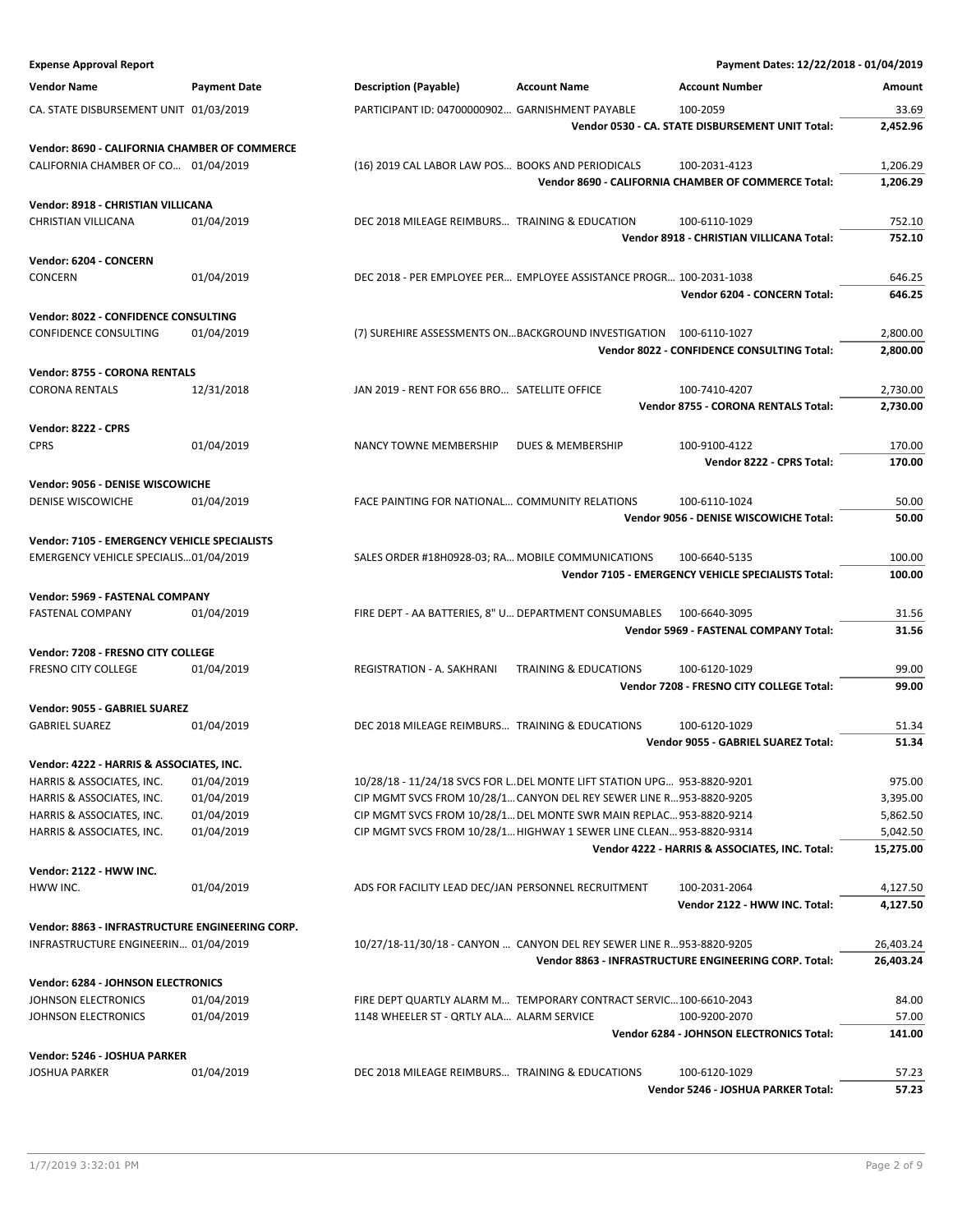**Expense Approval Report** — Payment Dates: 12/22/2018 - 01/04/2019

| Vendor Name | Payment Date | Description (Payable) | Account Name | Account Number | Amount |
|---|---|---|---|---|---|
| CA. STATE DISBURSEMENT UNIT | 01/03/2019 | PARTICIPANT ID: 04700000902… | GARNISHMENT PAYABLE | 100-2059 | 33.69 |
| | | | | **Vendor 0530 - CA. STATE DISBURSEMENT UNIT Total:** | **2,452.96** |
| **Vendor: 8690 - CALIFORNIA CHAMBER OF COMMERCE** | | | | | |
| CALIFORNIA CHAMBER OF CO… | 01/04/2019 | (16) 2019 CAL LABOR LAW POS… | BOOKS AND PERIODICALS | 100-2031-4123 | 1,206.29 |
| | | | | **Vendor 8690 - CALIFORNIA CHAMBER OF COMMERCE Total:** | **1,206.29** |
| **Vendor: 8918 - CHRISTIAN VILLICANA** | | | | | |
| CHRISTIAN VILLICANA | 01/04/2019 | DEC 2018 MILEAGE REIMBURS… | TRAINING & EDUCATION | 100-6110-1029 | 752.10 |
| | | | | **Vendor 8918 - CHRISTIAN VILLICANA Total:** | **752.10** |
| **Vendor: 6204 - CONCERN** | | | | | |
| CONCERN | 01/04/2019 | DEC 2018 - PER EMPLOYEE PER… | EMPLOYEE ASSISTANCE PROGR… | 100-2031-1038 | 646.25 |
| | | | | **Vendor 6204 - CONCERN Total:** | **646.25** |
| **Vendor: 8022 - CONFIDENCE CONSULTING** | | | | | |
| CONFIDENCE CONSULTING | 01/04/2019 | (7) SUREHIRE ASSESSMENTS ON… | BACKGROUND INVESTIGATION | 100-6110-1027 | 2,800.00 |
| | | | | **Vendor 8022 - CONFIDENCE CONSULTING Total:** | **2,800.00** |
| **Vendor: 8755 - CORONA RENTALS** | | | | | |
| CORONA RENTALS | 12/31/2018 | JAN 2019 - RENT FOR 656 BRO… | SATELLITE OFFICE | 100-7410-4207 | 2,730.00 |
| | | | | **Vendor 8755 - CORONA RENTALS Total:** | **2,730.00** |
| **Vendor: 8222 - CPRS** | | | | | |
| CPRS | 01/04/2019 | NANCY TOWNE MEMBERSHIP | DUES & MEMBERSHIP | 100-9100-4122 | 170.00 |
| | | | | **Vendor 8222 - CPRS Total:** | **170.00** |
| **Vendor: 9056 - DENISE WISCOWICHE** | | | | | |
| DENISE WISCOWICHE | 01/04/2019 | FACE PAINTING FOR NATIONAL… | COMMUNITY RELATIONS | 100-6110-1024 | 50.00 |
| | | | | **Vendor 9056 - DENISE WISCOWICHE Total:** | **50.00** |
| **Vendor: 7105 - EMERGENCY VEHICLE SPECIALISTS** | | | | | |
| EMERGENCY VEHICLE SPECIALIS… | 01/04/2019 | SALES ORDER #18H0928-03; RA… | MOBILE COMMUNICATIONS | 100-6640-5135 | 100.00 |
| | | | | **Vendor 7105 - EMERGENCY VEHICLE SPECIALISTS Total:** | **100.00** |
| **Vendor: 5969 - FASTENAL COMPANY** | | | | | |
| FASTENAL COMPANY | 01/04/2019 | FIRE DEPT - AA BATTERIES, 8" U… | DEPARTMENT CONSUMABLES | 100-6640-3095 | 31.56 |
| | | | | **Vendor 5969 - FASTENAL COMPANY Total:** | **31.56** |
| **Vendor: 7208 - FRESNO CITY COLLEGE** | | | | | |
| FRESNO CITY COLLEGE | 01/04/2019 | REGISTRATION - A. SAKHRANI | TRAINING & EDUCATIONS | 100-6120-1029 | 99.00 |
| | | | | **Vendor 7208 - FRESNO CITY COLLEGE Total:** | **99.00** |
| **Vendor: 9055 - GABRIEL SUAREZ** | | | | | |
| GABRIEL SUAREZ | 01/04/2019 | DEC 2018 MILEAGE REIMBURS… | TRAINING & EDUCATIONS | 100-6120-1029 | 51.34 |
| | | | | **Vendor 9055 - GABRIEL SUAREZ Total:** | **51.34** |
| **Vendor: 4222 - HARRIS & ASSOCIATES, INC.** | | | | | |
| HARRIS & ASSOCIATES, INC. | 01/04/2019 | 10/28/18 - 11/24/18 SVCS FOR L… | DEL MONTE LIFT STATION UPG… | 953-8820-9201 | 975.00 |
| HARRIS & ASSOCIATES, INC. | 01/04/2019 | CIP MGMT SVCS FROM 10/28/1… | CANYON DEL REY SEWER LINE R… | 953-8820-9205 | 3,395.00 |
| HARRIS & ASSOCIATES, INC. | 01/04/2019 | CIP MGMT SVCS FROM 10/28/1… | DEL MONTE SWR MAIN REPLAC… | 953-8820-9214 | 5,862.50 |
| HARRIS & ASSOCIATES, INC. | 01/04/2019 | CIP MGMT SVCS FROM 10/28/1… | HIGHWAY 1 SEWER LINE CLEAN… | 953-8820-9314 | 5,042.50 |
| | | | | **Vendor 4222 - HARRIS & ASSOCIATES, INC. Total:** | **15,275.00** |
| **Vendor: 2122 - HWW INC.** | | | | | |
| HWW INC. | 01/04/2019 | ADS FOR FACILITY LEAD DEC/JAN | PERSONNEL RECRUITMENT | 100-2031-2064 | 4,127.50 |
| | | | | **Vendor 2122 - HWW INC. Total:** | **4,127.50** |
| **Vendor: 8863 - INFRASTRUCTURE ENGINEERING CORP.** | | | | | |
| INFRASTRUCTURE ENGINEERIN… | 01/04/2019 | 10/27/18-11/30/18 - CANYON … | CANYON DEL REY SEWER LINE R… | 953-8820-9205 | 26,403.24 |
| | | | | **Vendor 8863 - INFRASTRUCTURE ENGINEERING CORP. Total:** | **26,403.24** |
| **Vendor: 6284 - JOHNSON ELECTRONICS** | | | | | |
| JOHNSON ELECTRONICS | 01/04/2019 | FIRE DEPT QUARTLY ALARM M… | TEMPORARY CONTRACT SERVIC… | 100-6610-2043 | 84.00 |
| JOHNSON ELECTRONICS | 01/04/2019 | 1148 WHEELER ST - QRTLY ALA… | ALARM SERVICE | 100-9200-2070 | 57.00 |
| | | | | **Vendor 6284 - JOHNSON ELECTRONICS Total:** | **141.00** |
| **Vendor: 5246 - JOSHUA PARKER** | | | | | |
| JOSHUA PARKER | 01/04/2019 | DEC 2018 MILEAGE REIMBURS… | TRAINING & EDUCATIONS | 100-6120-1029 | 57.23 |
| | | | | **Vendor 5246 - JOSHUA PARKER Total:** | **57.23** |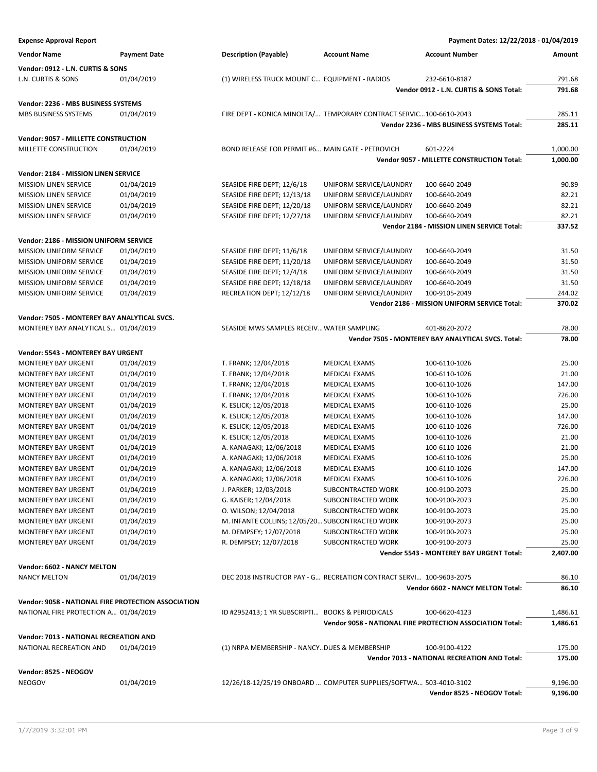**Expense Approval Report** — Payment Dates: 12/22/2018 - 01/04/2019

| Vendor Name | Payment Date | Description (Payable) | Account Name | Account Number | Amount |
|---|---|---|---|---|---|
| **Vendor: 0912 - L.N. CURTIS & SONS** | | | | | |
| L.N. CURTIS & SONS | 01/04/2019 | (1) WIRELESS TRUCK MOUNT C... | EQUIPMENT - RADIOS | 232-6610-8187 | 791.68 |
| | | | | **Vendor 0912 - L.N. CURTIS & SONS Total:** | **791.68** |
| **Vendor: 2236 - MBS BUSINESS SYSTEMS** | | | | | |
| MBS BUSINESS SYSTEMS | 01/04/2019 | FIRE DEPT - KONICA MINOLTA/... | TEMPORARY CONTRACT SERVIC... | 100-6610-2043 | 285.11 |
| | | | | **Vendor 2236 - MBS BUSINESS SYSTEMS Total:** | **285.11** |
| **Vendor: 9057 - MILLETTE CONSTRUCTION** | | | | | |
| MILLETTE CONSTRUCTION | 01/04/2019 | BOND RELEASE FOR PERMIT #6... | MAIN GATE - PETROVICH | 601-2224 | 1,000.00 |
| | | | | **Vendor 9057 - MILLETTE CONSTRUCTION Total:** | **1,000.00** |
| **Vendor: 2184 - MISSION LINEN SERVICE** | | | | | |
| MISSION LINEN SERVICE | 01/04/2019 | SEASIDE FIRE DEPT; 12/6/18 | UNIFORM SERVICE/LAUNDRY | 100-6640-2049 | 90.89 |
| MISSION LINEN SERVICE | 01/04/2019 | SEASIDE FIRE DEPT; 12/13/18 | UNIFORM SERVICE/LAUNDRY | 100-6640-2049 | 82.21 |
| MISSION LINEN SERVICE | 01/04/2019 | SEASIDE FIRE DEPT; 12/20/18 | UNIFORM SERVICE/LAUNDRY | 100-6640-2049 | 82.21 |
| MISSION LINEN SERVICE | 01/04/2019 | SEASIDE FIRE DEPT; 12/27/18 | UNIFORM SERVICE/LAUNDRY | 100-6640-2049 | 82.21 |
| | | | | **Vendor 2184 - MISSION LINEN SERVICE Total:** | **337.52** |
| **Vendor: 2186 - MISSION UNIFORM SERVICE** | | | | | |
| MISSION UNIFORM SERVICE | 01/04/2019 | SEASIDE FIRE DEPT; 11/6/18 | UNIFORM SERVICE/LAUNDRY | 100-6640-2049 | 31.50 |
| MISSION UNIFORM SERVICE | 01/04/2019 | SEASIDE FIRE DEPT; 11/20/18 | UNIFORM SERVICE/LAUNDRY | 100-6640-2049 | 31.50 |
| MISSION UNIFORM SERVICE | 01/04/2019 | SEASIDE FIRE DEPT; 12/4/18 | UNIFORM SERVICE/LAUNDRY | 100-6640-2049 | 31.50 |
| MISSION UNIFORM SERVICE | 01/04/2019 | SEASIDE FIRE DEPT; 12/18/18 | UNIFORM SERVICE/LAUNDRY | 100-6640-2049 | 31.50 |
| MISSION UNIFORM SERVICE | 01/04/2019 | RECREATION DEPT; 12/12/18 | UNIFORM SERVICE/LAUNDRY | 100-9105-2049 | 244.02 |
| | | | | **Vendor 2186 - MISSION UNIFORM SERVICE Total:** | **370.02** |
| **Vendor: 7505 - MONTEREY BAY ANALYTICAL SVCS.** | | | | | |
| MONTEREY BAY ANALYTICAL S... | 01/04/2019 | SEASIDE MWS SAMPLES RECEIV... | WATER SAMPLING | 401-8620-2072 | 78.00 |
| | | | | **Vendor 7505 - MONTEREY BAY ANALYTICAL SVCS. Total:** | **78.00** |
| **Vendor: 5543 - MONTEREY BAY URGENT** | | | | | |
| MONTEREY BAY URGENT | 01/04/2019 | T. FRANK; 12/04/2018 | MEDICAL EXAMS | 100-6110-1026 | 25.00 |
| MONTEREY BAY URGENT | 01/04/2019 | T. FRANK; 12/04/2018 | MEDICAL EXAMS | 100-6110-1026 | 21.00 |
| MONTEREY BAY URGENT | 01/04/2019 | T. FRANK; 12/04/2018 | MEDICAL EXAMS | 100-6110-1026 | 147.00 |
| MONTEREY BAY URGENT | 01/04/2019 | T. FRANK; 12/04/2018 | MEDICAL EXAMS | 100-6110-1026 | 726.00 |
| MONTEREY BAY URGENT | 01/04/2019 | K. ESLICK; 12/05/2018 | MEDICAL EXAMS | 100-6110-1026 | 25.00 |
| MONTEREY BAY URGENT | 01/04/2019 | K. ESLICK; 12/05/2018 | MEDICAL EXAMS | 100-6110-1026 | 147.00 |
| MONTEREY BAY URGENT | 01/04/2019 | K. ESLICK; 12/05/2018 | MEDICAL EXAMS | 100-6110-1026 | 726.00 |
| MONTEREY BAY URGENT | 01/04/2019 | K. ESLICK; 12/05/2018 | MEDICAL EXAMS | 100-6110-1026 | 21.00 |
| MONTEREY BAY URGENT | 01/04/2019 | A. KANAGAKI; 12/06/2018 | MEDICAL EXAMS | 100-6110-1026 | 21.00 |
| MONTEREY BAY URGENT | 01/04/2019 | A. KANAGAKI; 12/06/2018 | MEDICAL EXAMS | 100-6110-1026 | 25.00 |
| MONTEREY BAY URGENT | 01/04/2019 | A. KANAGAKI; 12/06/2018 | MEDICAL EXAMS | 100-6110-1026 | 147.00 |
| MONTEREY BAY URGENT | 01/04/2019 | A. KANAGAKI; 12/06/2018 | MEDICAL EXAMS | 100-6110-1026 | 226.00 |
| MONTEREY BAY URGENT | 01/04/2019 | J. PARKER; 12/03/2018 | SUBCONTRACTED WORK | 100-9100-2073 | 25.00 |
| MONTEREY BAY URGENT | 01/04/2019 | G. KAISER; 12/04/2018 | SUBCONTRACTED WORK | 100-9100-2073 | 25.00 |
| MONTEREY BAY URGENT | 01/04/2019 | O. WILSON; 12/04/2018 | SUBCONTRACTED WORK | 100-9100-2073 | 25.00 |
| MONTEREY BAY URGENT | 01/04/2019 | M. INFANTE COLLINS; 12/05/20... | SUBCONTRACTED WORK | 100-9100-2073 | 25.00 |
| MONTEREY BAY URGENT | 01/04/2019 | M. DEMPSEY; 12/07/2018 | SUBCONTRACTED WORK | 100-9100-2073 | 25.00 |
| MONTEREY BAY URGENT | 01/04/2019 | R. DEMPSEY; 12/07/2018 | SUBCONTRACTED WORK | 100-9100-2073 | 25.00 |
| | | | | **Vendor 5543 - MONTEREY BAY URGENT Total:** | **2,407.00** |
| **Vendor: 6602 - NANCY MELTON** | | | | | |
| NANCY MELTON | 01/04/2019 | DEC 2018 INSTRUCTOR PAY - G... | RECREATION CONTRACT SERVI... | 100-9603-2075 | 86.10 |
| | | | | **Vendor 6602 - NANCY MELTON Total:** | **86.10** |
| **Vendor: 9058 - NATIONAL FIRE PROTECTION ASSOCIATION** | | | | | |
| NATIONAL FIRE PROTECTION A... | 01/04/2019 | ID #2952413; 1 YR SUBSCRIPTI... | BOOKS & PERIODICALS | 100-6620-4123 | 1,486.61 |
| | | | | **Vendor 9058 - NATIONAL FIRE PROTECTION ASSOCIATION Total:** | **1,486.61** |
| **Vendor: 7013 - NATIONAL RECREATION AND** | | | | | |
| NATIONAL RECREATION AND | 01/04/2019 | (1) NRPA MEMBERSHIP - NANCY... | DUES & MEMBERSHIP | 100-9100-4122 | 175.00 |
| | | | | **Vendor 7013 - NATIONAL RECREATION AND Total:** | **175.00** |
| **Vendor: 8525 - NEOGOV** | | | | | |
| NEOGOV | 01/04/2019 | 12/26/18-12/25/19 ONBOARD ... | COMPUTER SUPPLIES/SOFTWA... | 503-4010-3102 | 9,196.00 |
| | | | | **Vendor 8525 - NEOGOV Total:** | **9,196.00** |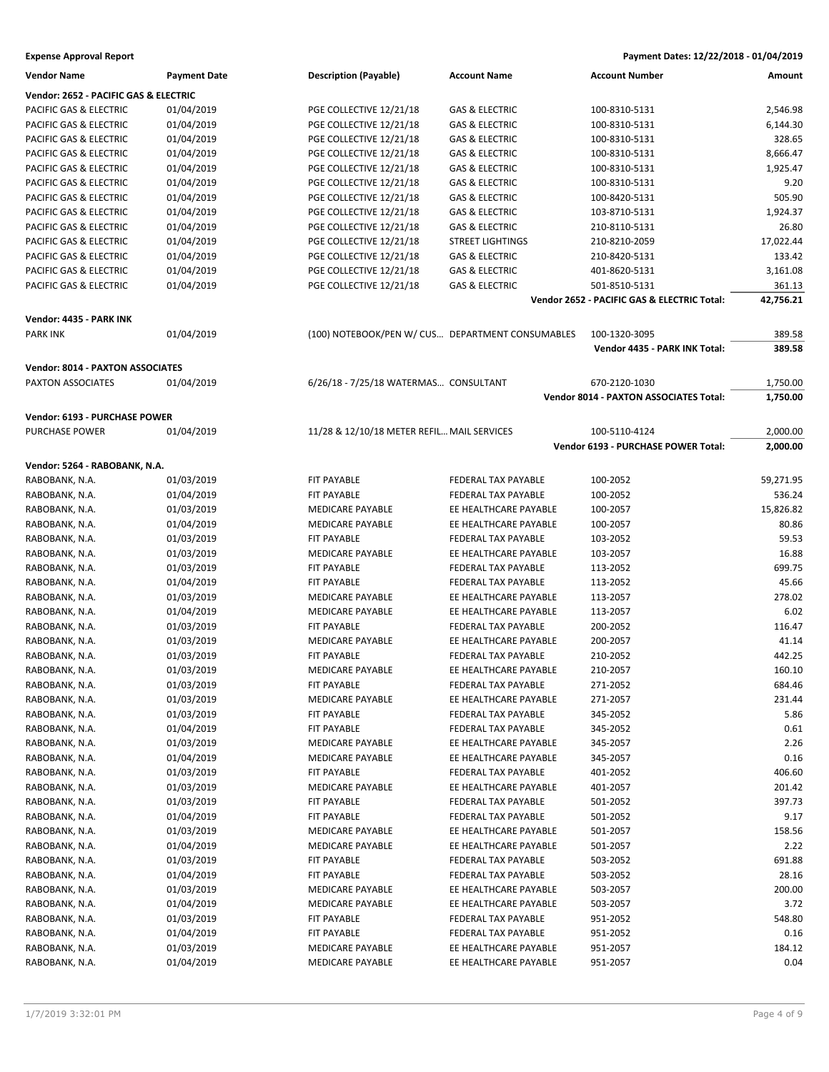**Expense Approval Report** — Payment Dates: 12/22/2018 - 01/04/2019

| Vendor Name | Payment Date | Description (Payable) | Account Name | Account Number | Amount |
|---|---|---|---|---|---|
| **Vendor: 2652 - PACIFIC GAS & ELECTRIC** | | | | | |
| PACIFIC GAS & ELECTRIC | 01/04/2019 | PGE COLLECTIVE 12/21/18 | GAS & ELECTRIC | 100-8310-5131 | 2,546.98 |
| PACIFIC GAS & ELECTRIC | 01/04/2019 | PGE COLLECTIVE 12/21/18 | GAS & ELECTRIC | 100-8310-5131 | 6,144.30 |
| PACIFIC GAS & ELECTRIC | 01/04/2019 | PGE COLLECTIVE 12/21/18 | GAS & ELECTRIC | 100-8310-5131 | 328.65 |
| PACIFIC GAS & ELECTRIC | 01/04/2019 | PGE COLLECTIVE 12/21/18 | GAS & ELECTRIC | 100-8310-5131 | 8,666.47 |
| PACIFIC GAS & ELECTRIC | 01/04/2019 | PGE COLLECTIVE 12/21/18 | GAS & ELECTRIC | 100-8310-5131 | 1,925.47 |
| PACIFIC GAS & ELECTRIC | 01/04/2019 | PGE COLLECTIVE 12/21/18 | GAS & ELECTRIC | 100-8310-5131 | 9.20 |
| PACIFIC GAS & ELECTRIC | 01/04/2019 | PGE COLLECTIVE 12/21/18 | GAS & ELECTRIC | 100-8420-5131 | 505.90 |
| PACIFIC GAS & ELECTRIC | 01/04/2019 | PGE COLLECTIVE 12/21/18 | GAS & ELECTRIC | 103-8710-5131 | 1,924.37 |
| PACIFIC GAS & ELECTRIC | 01/04/2019 | PGE COLLECTIVE 12/21/18 | GAS & ELECTRIC | 210-8110-5131 | 26.80 |
| PACIFIC GAS & ELECTRIC | 01/04/2019 | PGE COLLECTIVE 12/21/18 | STREET LIGHTINGS | 210-8210-2059 | 17,022.44 |
| PACIFIC GAS & ELECTRIC | 01/04/2019 | PGE COLLECTIVE 12/21/18 | GAS & ELECTRIC | 210-8420-5131 | 133.42 |
| PACIFIC GAS & ELECTRIC | 01/04/2019 | PGE COLLECTIVE 12/21/18 | GAS & ELECTRIC | 401-8620-5131 | 3,161.08 |
| PACIFIC GAS & ELECTRIC | 01/04/2019 | PGE COLLECTIVE 12/21/18 | GAS & ELECTRIC | 501-8510-5131 | 361.13 |
| | | | | **Vendor 2652 - PACIFIC GAS & ELECTRIC Total:** | **42,756.21** |
| **Vendor: 4435 - PARK INK** | | | | | |
| PARK INK | 01/04/2019 | (100) NOTEBOOK/PEN W/ CUS... | DEPARTMENT CONSUMABLES | 100-1320-3095 | 389.58 |
| | | | | **Vendor 4435 - PARK INK Total:** | **389.58** |
| **Vendor: 8014 - PAXTON ASSOCIATES** | | | | | |
| PAXTON ASSOCIATES | 01/04/2019 | 6/26/18 - 7/25/18 WATERMAS... | CONSULTANT | 670-2120-1030 | 1,750.00 |
| | | | | **Vendor 8014 - PAXTON ASSOCIATES Total:** | **1,750.00** |
| **Vendor: 6193 - PURCHASE POWER** | | | | | |
| PURCHASE POWER | 01/04/2019 | 11/28 & 12/10/18 METER REFIL... | MAIL SERVICES | 100-5110-4124 | 2,000.00 |
| | | | | **Vendor 6193 - PURCHASE POWER Total:** | **2,000.00** |
| **Vendor: 5264 - RABOBANK, N.A.** | | | | | |
| RABOBANK, N.A. | 01/03/2019 | FIT PAYABLE | FEDERAL TAX PAYABLE | 100-2052 | 59,271.95 |
| RABOBANK, N.A. | 01/04/2019 | FIT PAYABLE | FEDERAL TAX PAYABLE | 100-2052 | 536.24 |
| RABOBANK, N.A. | 01/03/2019 | MEDICARE PAYABLE | EE HEALTHCARE PAYABLE | 100-2057 | 15,826.82 |
| RABOBANK, N.A. | 01/04/2019 | MEDICARE PAYABLE | EE HEALTHCARE PAYABLE | 100-2057 | 80.86 |
| RABOBANK, N.A. | 01/03/2019 | FIT PAYABLE | FEDERAL TAX PAYABLE | 103-2052 | 59.53 |
| RABOBANK, N.A. | 01/03/2019 | MEDICARE PAYABLE | EE HEALTHCARE PAYABLE | 103-2057 | 16.88 |
| RABOBANK, N.A. | 01/03/2019 | FIT PAYABLE | FEDERAL TAX PAYABLE | 113-2052 | 699.75 |
| RABOBANK, N.A. | 01/04/2019 | FIT PAYABLE | FEDERAL TAX PAYABLE | 113-2052 | 45.66 |
| RABOBANK, N.A. | 01/03/2019 | MEDICARE PAYABLE | EE HEALTHCARE PAYABLE | 113-2057 | 278.02 |
| RABOBANK, N.A. | 01/04/2019 | MEDICARE PAYABLE | EE HEALTHCARE PAYABLE | 113-2057 | 6.02 |
| RABOBANK, N.A. | 01/03/2019 | FIT PAYABLE | FEDERAL TAX PAYABLE | 200-2052 | 116.47 |
| RABOBANK, N.A. | 01/03/2019 | MEDICARE PAYABLE | EE HEALTHCARE PAYABLE | 200-2057 | 41.14 |
| RABOBANK, N.A. | 01/03/2019 | FIT PAYABLE | FEDERAL TAX PAYABLE | 210-2052 | 442.25 |
| RABOBANK, N.A. | 01/03/2019 | MEDICARE PAYABLE | EE HEALTHCARE PAYABLE | 210-2057 | 160.10 |
| RABOBANK, N.A. | 01/03/2019 | FIT PAYABLE | FEDERAL TAX PAYABLE | 271-2052 | 684.46 |
| RABOBANK, N.A. | 01/03/2019 | MEDICARE PAYABLE | EE HEALTHCARE PAYABLE | 271-2057 | 231.44 |
| RABOBANK, N.A. | 01/03/2019 | FIT PAYABLE | FEDERAL TAX PAYABLE | 345-2052 | 5.86 |
| RABOBANK, N.A. | 01/04/2019 | FIT PAYABLE | FEDERAL TAX PAYABLE | 345-2052 | 0.61 |
| RABOBANK, N.A. | 01/03/2019 | MEDICARE PAYABLE | EE HEALTHCARE PAYABLE | 345-2057 | 2.26 |
| RABOBANK, N.A. | 01/04/2019 | MEDICARE PAYABLE | EE HEALTHCARE PAYABLE | 345-2057 | 0.16 |
| RABOBANK, N.A. | 01/03/2019 | FIT PAYABLE | FEDERAL TAX PAYABLE | 401-2052 | 406.60 |
| RABOBANK, N.A. | 01/03/2019 | MEDICARE PAYABLE | EE HEALTHCARE PAYABLE | 401-2057 | 201.42 |
| RABOBANK, N.A. | 01/03/2019 | FIT PAYABLE | FEDERAL TAX PAYABLE | 501-2052 | 397.73 |
| RABOBANK, N.A. | 01/04/2019 | FIT PAYABLE | FEDERAL TAX PAYABLE | 501-2052 | 9.17 |
| RABOBANK, N.A. | 01/03/2019 | MEDICARE PAYABLE | EE HEALTHCARE PAYABLE | 501-2057 | 158.56 |
| RABOBANK, N.A. | 01/04/2019 | MEDICARE PAYABLE | EE HEALTHCARE PAYABLE | 501-2057 | 2.22 |
| RABOBANK, N.A. | 01/03/2019 | FIT PAYABLE | FEDERAL TAX PAYABLE | 503-2052 | 691.88 |
| RABOBANK, N.A. | 01/04/2019 | FIT PAYABLE | FEDERAL TAX PAYABLE | 503-2052 | 28.16 |
| RABOBANK, N.A. | 01/03/2019 | MEDICARE PAYABLE | EE HEALTHCARE PAYABLE | 503-2057 | 200.00 |
| RABOBANK, N.A. | 01/04/2019 | MEDICARE PAYABLE | EE HEALTHCARE PAYABLE | 503-2057 | 3.72 |
| RABOBANK, N.A. | 01/03/2019 | FIT PAYABLE | FEDERAL TAX PAYABLE | 951-2052 | 548.80 |
| RABOBANK, N.A. | 01/04/2019 | FIT PAYABLE | FEDERAL TAX PAYABLE | 951-2052 | 0.16 |
| RABOBANK, N.A. | 01/03/2019 | MEDICARE PAYABLE | EE HEALTHCARE PAYABLE | 951-2057 | 184.12 |
| RABOBANK, N.A. | 01/04/2019 | MEDICARE PAYABLE | EE HEALTHCARE PAYABLE | 951-2057 | 0.04 |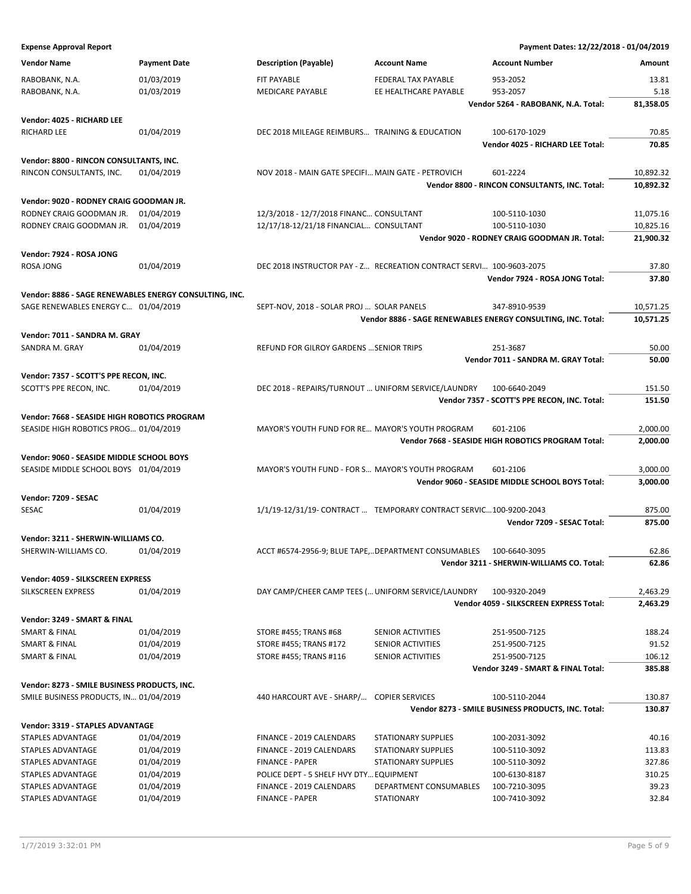**Expense Approval Report** — Payment Dates: 12/22/2018 - 01/04/2019

| Vendor Name | Payment Date | Description (Payable) | Account Name | Account Number | Amount |
|---|---|---|---|---|---|
| RABOBANK, N.A. | 01/03/2019 | FIT PAYABLE | FEDERAL TAX PAYABLE | 953-2052 | 13.81 |
| RABOBANK, N.A. | 01/03/2019 | MEDICARE PAYABLE | EE HEALTHCARE PAYABLE | 953-2057 | 5.18 |
| | | | | **Vendor 5264 - RABOBANK, N.A. Total:** | **81,358.05** |
| **Vendor: 4025 - RICHARD LEE** | | | | | |
| RICHARD LEE | 01/04/2019 | DEC 2018 MILEAGE REIMBURS... | TRAINING & EDUCATION | 100-6170-1029 | 70.85 |
| | | | | **Vendor 4025 - RICHARD LEE Total:** | **70.85** |
| **Vendor: 8800 - RINCON CONSULTANTS, INC.** | | | | | |
| RINCON CONSULTANTS, INC. | 01/04/2019 | NOV 2018 - MAIN GATE SPECIFI... | MAIN GATE - PETROVICH | 601-2224 | 10,892.32 |
| | | | | **Vendor 8800 - RINCON CONSULTANTS, INC. Total:** | **10,892.32** |
| **Vendor: 9020 - RODNEY CRAIG GOODMAN JR.** | | | | | |
| RODNEY CRAIG GOODMAN JR. | 01/04/2019 | 12/3/2018 - 12/7/2018 FINANC... | CONSULTANT | 100-5110-1030 | 11,075.16 |
| RODNEY CRAIG GOODMAN JR. | 01/04/2019 | 12/17/18-12/21/18 FINANCIAL... | CONSULTANT | 100-5110-1030 | 10,825.16 |
| | | | | **Vendor 9020 - RODNEY CRAIG GOODMAN JR. Total:** | **21,900.32** |
| **Vendor: 7924 - ROSA JONG** | | | | | |
| ROSA JONG | 01/04/2019 | DEC 2018 INSTRUCTOR PAY - Z... | RECREATION CONTRACT SERVI... | 100-9603-2075 | 37.80 |
| | | | | **Vendor 7924 - ROSA JONG Total:** | **37.80** |
| **Vendor: 8886 - SAGE RENEWABLES ENERGY CONSULTING, INC.** | | | | | |
| SAGE RENEWABLES ENERGY C... | 01/04/2019 | SEPT-NOV, 2018 - SOLAR PROJ ... | SOLAR PANELS | 347-8910-9539 | 10,571.25 |
| | | | | **Vendor 8886 - SAGE RENEWABLES ENERGY CONSULTING, INC. Total:** | **10,571.25** |
| **Vendor: 7011 - SANDRA M. GRAY** | | | | | |
| SANDRA M. GRAY | 01/04/2019 | REFUND FOR GILROY GARDENS ... | SENIOR TRIPS | 251-3687 | 50.00 |
| | | | | **Vendor 7011 - SANDRA M. GRAY Total:** | **50.00** |
| **Vendor: 7357 - SCOTT'S PPE RECON, INC.** | | | | | |
| SCOTT'S PPE RECON, INC. | 01/04/2019 | DEC 2018 - REPAIRS/TURNOUT ... | UNIFORM SERVICE/LAUNDRY | 100-6640-2049 | 151.50 |
| | | | | **Vendor 7357 - SCOTT'S PPE RECON, INC. Total:** | **151.50** |
| **Vendor: 7668 - SEASIDE HIGH ROBOTICS PROGRAM** | | | | | |
| SEASIDE HIGH ROBOTICS PROG... | 01/04/2019 | MAYOR'S YOUTH FUND FOR RE... | MAYOR'S YOUTH PROGRAM | 601-2106 | 2,000.00 |
| | | | | **Vendor 7668 - SEASIDE HIGH ROBOTICS PROGRAM Total:** | **2,000.00** |
| **Vendor: 9060 - SEASIDE MIDDLE SCHOOL BOYS** | | | | | |
| SEASIDE MIDDLE SCHOOL BOYS | 01/04/2019 | MAYOR'S YOUTH FUND - FOR S... | MAYOR'S YOUTH PROGRAM | 601-2106 | 3,000.00 |
| | | | | **Vendor 9060 - SEASIDE MIDDLE SCHOOL BOYS Total:** | **3,000.00** |
| **Vendor: 7209 - SESAC** | | | | | |
| SESAC | 01/04/2019 | 1/1/19-12/31/19- CONTRACT ... | TEMPORARY CONTRACT SERVIC... | 100-9200-2043 | 875.00 |
| | | | | **Vendor 7209 - SESAC Total:** | **875.00** |
| **Vendor: 3211 - SHERWIN-WILLIAMS CO.** | | | | | |
| SHERWIN-WILLIAMS CO. | 01/04/2019 | ACCT #6574-2956-9; BLUE TAPE,.. | DEPARTMENT CONSUMABLES | 100-6640-3095 | 62.86 |
| | | | | **Vendor 3211 - SHERWIN-WILLIAMS CO. Total:** | **62.86** |
| **Vendor: 4059 - SILKSCREEN EXPRESS** | | | | | |
| SILKSCREEN EXPRESS | 01/04/2019 | DAY CAMP/CHEER CAMP TEES (... | UNIFORM SERVICE/LAUNDRY | 100-9320-2049 | 2,463.29 |
| | | | | **Vendor 4059 - SILKSCREEN EXPRESS Total:** | **2,463.29** |
| **Vendor: 3249 - SMART & FINAL** | | | | | |
| SMART & FINAL | 01/04/2019 | STORE #455; TRANS #68 | SENIOR ACTIVITIES | 251-9500-7125 | 188.24 |
| SMART & FINAL | 01/04/2019 | STORE #455; TRANS #172 | SENIOR ACTIVITIES | 251-9500-7125 | 91.52 |
| SMART & FINAL | 01/04/2019 | STORE #455; TRANS #116 | SENIOR ACTIVITIES | 251-9500-7125 | 106.12 |
| | | | | **Vendor 3249 - SMART & FINAL Total:** | **385.88** |
| **Vendor: 8273 - SMILE BUSINESS PRODUCTS, INC.** | | | | | |
| SMILE BUSINESS PRODUCTS, IN... | 01/04/2019 | 440 HARCOURT AVE - SHARP/... | COPIER SERVICES | 100-5110-2044 | 130.87 |
| | | | | **Vendor 8273 - SMILE BUSINESS PRODUCTS, INC. Total:** | **130.87** |
| **Vendor: 3319 - STAPLES ADVANTAGE** | | | | | |
| STAPLES ADVANTAGE | 01/04/2019 | FINANCE - 2019 CALENDARS | STATIONARY SUPPLIES | 100-2031-3092 | 40.16 |
| STAPLES ADVANTAGE | 01/04/2019 | FINANCE - 2019 CALENDARS | STATIONARY SUPPLIES | 100-5110-3092 | 113.83 |
| STAPLES ADVANTAGE | 01/04/2019 | FINANCE - PAPER | STATIONARY SUPPLIES | 100-5110-3092 | 327.86 |
| STAPLES ADVANTAGE | 01/04/2019 | POLICE DEPT - 5 SHELF HVY DTY... | EQUIPMENT | 100-6130-8187 | 310.25 |
| STAPLES ADVANTAGE | 01/04/2019 | FINANCE - 2019 CALENDARS | DEPARTMENT CONSUMABLES | 100-7210-3095 | 39.23 |
| STAPLES ADVANTAGE | 01/04/2019 | FINANCE - PAPER | STATIONARY | 100-7410-3092 | 32.84 |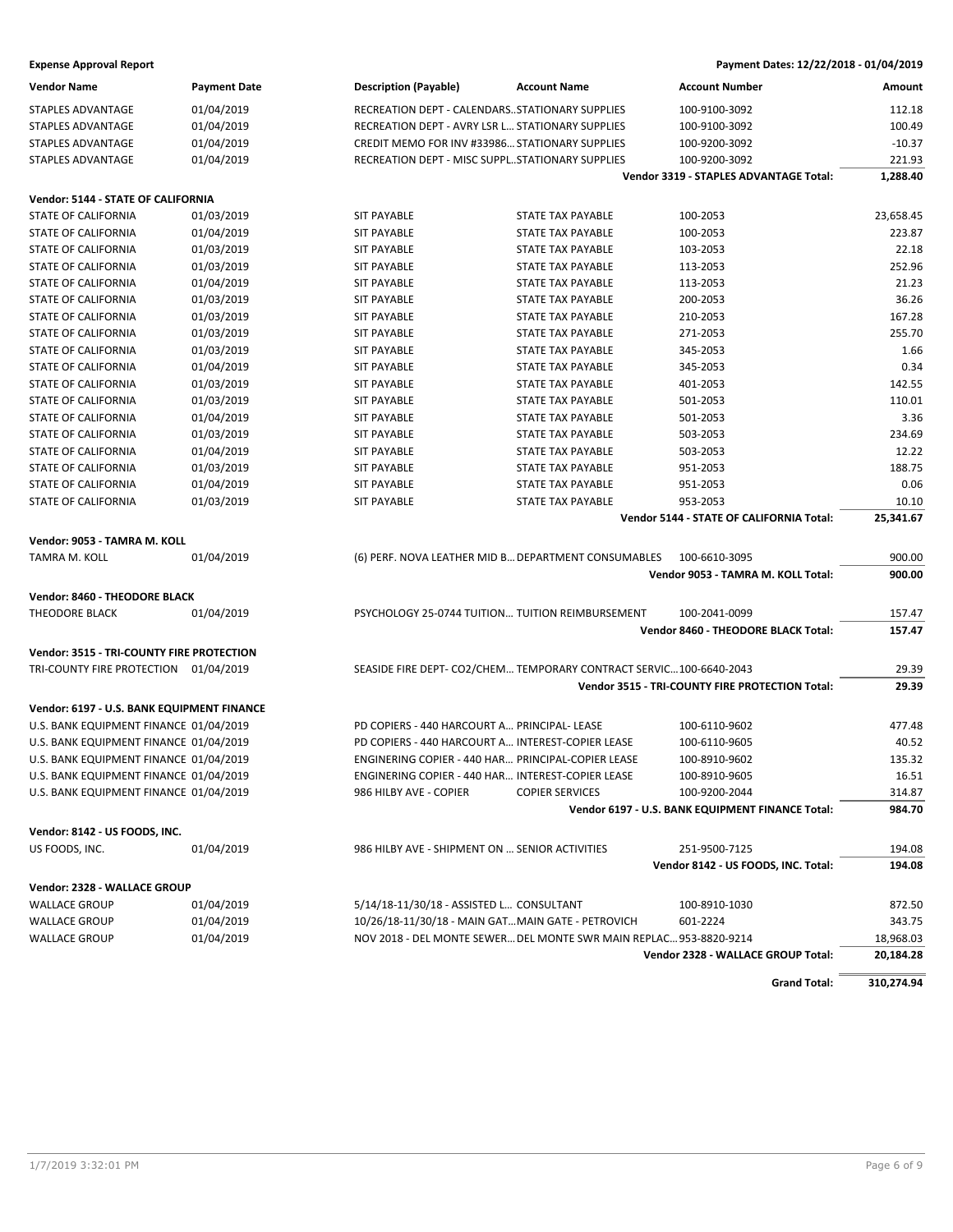**Expense Approval Report** — Payment Dates: 12/22/2018 - 01/04/2019

| Vendor Name | Payment Date | Description (Payable) | Account Name | Account Number | Amount |
|---|---|---|---|---|---|
| STAPLES ADVANTAGE | 01/04/2019 | RECREATION DEPT - CALENDARS… | STATIONARY SUPPLIES | 100-9100-3092 | 112.18 |
| STAPLES ADVANTAGE | 01/04/2019 | RECREATION DEPT - AVRY LSR L… | STATIONARY SUPPLIES | 100-9100-3092 | 100.49 |
| STAPLES ADVANTAGE | 01/04/2019 | CREDIT MEMO FOR INV #33986… | STATIONARY SUPPLIES | 100-9200-3092 | -10.37 |
| STAPLES ADVANTAGE | 01/04/2019 | RECREATION DEPT - MISC SUPPL… | STATIONARY SUPPLIES | 100-9200-3092 | 221.93 |
| | | | | **Vendor 3319 - STAPLES ADVANTAGE Total:** | **1,288.40** |
| **Vendor: 5144 - STATE OF CALIFORNIA** | | | | | |
| STATE OF CALIFORNIA | 01/03/2019 | SIT PAYABLE | STATE TAX PAYABLE | 100-2053 | 23,658.45 |
| STATE OF CALIFORNIA | 01/04/2019 | SIT PAYABLE | STATE TAX PAYABLE | 100-2053 | 223.87 |
| STATE OF CALIFORNIA | 01/03/2019 | SIT PAYABLE | STATE TAX PAYABLE | 103-2053 | 22.18 |
| STATE OF CALIFORNIA | 01/03/2019 | SIT PAYABLE | STATE TAX PAYABLE | 113-2053 | 252.96 |
| STATE OF CALIFORNIA | 01/04/2019 | SIT PAYABLE | STATE TAX PAYABLE | 113-2053 | 21.23 |
| STATE OF CALIFORNIA | 01/03/2019 | SIT PAYABLE | STATE TAX PAYABLE | 200-2053 | 36.26 |
| STATE OF CALIFORNIA | 01/03/2019 | SIT PAYABLE | STATE TAX PAYABLE | 210-2053 | 167.28 |
| STATE OF CALIFORNIA | 01/03/2019 | SIT PAYABLE | STATE TAX PAYABLE | 271-2053 | 255.70 |
| STATE OF CALIFORNIA | 01/03/2019 | SIT PAYABLE | STATE TAX PAYABLE | 345-2053 | 1.66 |
| STATE OF CALIFORNIA | 01/04/2019 | SIT PAYABLE | STATE TAX PAYABLE | 345-2053 | 0.34 |
| STATE OF CALIFORNIA | 01/03/2019 | SIT PAYABLE | STATE TAX PAYABLE | 401-2053 | 142.55 |
| STATE OF CALIFORNIA | 01/03/2019 | SIT PAYABLE | STATE TAX PAYABLE | 501-2053 | 110.01 |
| STATE OF CALIFORNIA | 01/04/2019 | SIT PAYABLE | STATE TAX PAYABLE | 501-2053 | 3.36 |
| STATE OF CALIFORNIA | 01/03/2019 | SIT PAYABLE | STATE TAX PAYABLE | 503-2053 | 234.69 |
| STATE OF CALIFORNIA | 01/04/2019 | SIT PAYABLE | STATE TAX PAYABLE | 503-2053 | 12.22 |
| STATE OF CALIFORNIA | 01/03/2019 | SIT PAYABLE | STATE TAX PAYABLE | 951-2053 | 188.75 |
| STATE OF CALIFORNIA | 01/04/2019 | SIT PAYABLE | STATE TAX PAYABLE | 951-2053 | 0.06 |
| STATE OF CALIFORNIA | 01/03/2019 | SIT PAYABLE | STATE TAX PAYABLE | 953-2053 | 10.10 |
| | | | | **Vendor 5144 - STATE OF CALIFORNIA Total:** | **25,341.67** |
| **Vendor: 9053 - TAMRA M. KOLL** | | | | | |
| TAMRA M. KOLL | 01/04/2019 | (6) PERF. NOVA LEATHER MID B… | DEPARTMENT CONSUMABLES | 100-6610-3095 | 900.00 |
| | | | | **Vendor 9053 - TAMRA M. KOLL Total:** | **900.00** |
| **Vendor: 8460 - THEODORE BLACK** | | | | | |
| THEODORE BLACK | 01/04/2019 | PSYCHOLOGY 25-0744 TUITION… | TUITION REIMBURSEMENT | 100-2041-0099 | 157.47 |
| | | | | **Vendor 8460 - THEODORE BLACK Total:** | **157.47** |
| **Vendor: 3515 - TRI-COUNTY FIRE PROTECTION** | | | | | |
| TRI-COUNTY FIRE PROTECTION | 01/04/2019 | SEASIDE FIRE DEPT- CO2/CHEM… | TEMPORARY CONTRACT SERVIC… | 100-6640-2043 | 29.39 |
| | | | | **Vendor 3515 - TRI-COUNTY FIRE PROTECTION Total:** | **29.39** |
| **Vendor: 6197 - U.S. BANK EQUIPMENT FINANCE** | | | | | |
| U.S. BANK EQUIPMENT FINANCE | 01/04/2019 | PD COPIERS - 440 HARCOURT A… | PRINCIPAL- LEASE | 100-6110-9602 | 477.48 |
| U.S. BANK EQUIPMENT FINANCE | 01/04/2019 | PD COPIERS - 440 HARCOURT A… | INTEREST-COPIER LEASE | 100-6110-9605 | 40.52 |
| U.S. BANK EQUIPMENT FINANCE | 01/04/2019 | ENGINERING COPIER - 440 HAR… | PRINCIPAL-COPIER LEASE | 100-8910-9602 | 135.32 |
| U.S. BANK EQUIPMENT FINANCE | 01/04/2019 | ENGINERING COPIER - 440 HAR… | INTEREST-COPIER LEASE | 100-8910-9605 | 16.51 |
| U.S. BANK EQUIPMENT FINANCE | 01/04/2019 | 986 HILBY AVE - COPIER | COPIER SERVICES | 100-9200-2044 | 314.87 |
| | | | | **Vendor 6197 - U.S. BANK EQUIPMENT FINANCE Total:** | **984.70** |
| **Vendor: 8142 - US FOODS, INC.** | | | | | |
| US FOODS, INC. | 01/04/2019 | 986 HILBY AVE - SHIPMENT ON … | SENIOR ACTIVITIES | 251-9500-7125 | 194.08 |
| | | | | **Vendor 8142 - US FOODS, INC. Total:** | **194.08** |
| **Vendor: 2328 - WALLACE GROUP** | | | | | |
| WALLACE GROUP | 01/04/2019 | 5/14/18-11/30/18 - ASSISTED L… | CONSULTANT | 100-8910-1030 | 872.50 |
| WALLACE GROUP | 01/04/2019 | 10/26/18-11/30/18 - MAIN GAT… | MAIN GATE - PETROVICH | 601-2224 | 343.75 |
| WALLACE GROUP | 01/04/2019 | NOV 2018 - DEL MONTE SEWER… | DEL MONTE SWR MAIN REPLAC… | 953-8820-9214 | 18,968.03 |
| | | | | **Vendor 2328 - WALLACE GROUP Total:** | **20,184.28** |
| | | | | **Grand Total:** | **310,274.94** |

1/7/2019 3:32:01 PM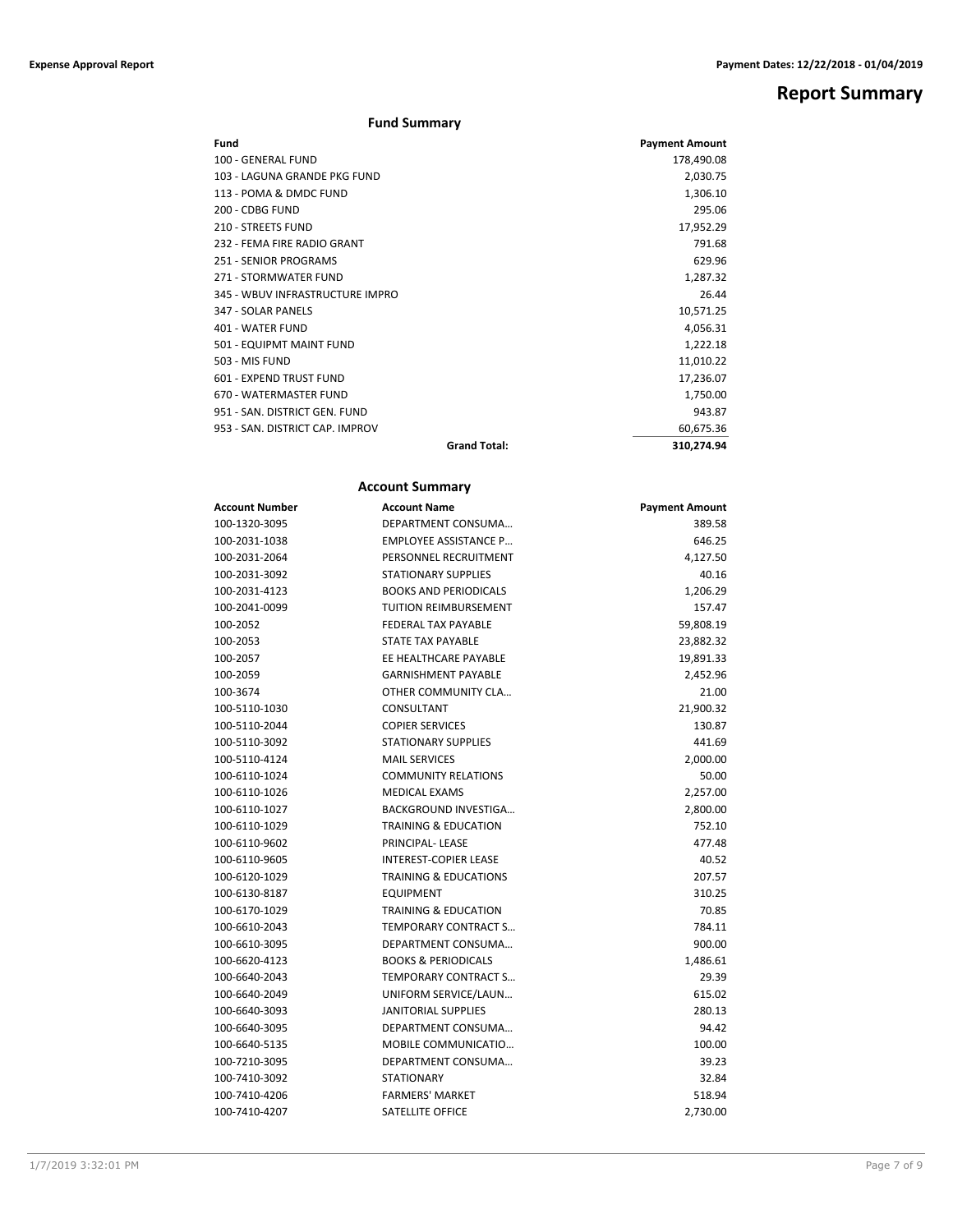# Report Summary

## Fund Summary

| Fund | | Payment Amount |
|---|---|---|
| 100 - GENERAL FUND | | 178,490.08 |
| 103 - LAGUNA GRANDE PKG FUND | | 2,030.75 |
| 113 - POMA & DMDC FUND | | 1,306.10 |
| 200 - CDBG FUND | | 295.06 |
| 210 - STREETS FUND | | 17,952.29 |
| 232 - FEMA FIRE RADIO GRANT | | 791.68 |
| 251 - SENIOR PROGRAMS | | 629.96 |
| 271 - STORMWATER FUND | | 1,287.32 |
| 345 - WBUV INFRASTRUCTURE IMPRO | | 26.44 |
| 347 - SOLAR PANELS | | 10,571.25 |
| 401 - WATER FUND | | 4,056.31 |
| 501 - EQUIPMT MAINT FUND | | 1,222.18 |
| 503 - MIS FUND | | 11,010.22 |
| 601 - EXPEND TRUST FUND | | 17,236.07 |
| 670 - WATERMASTER FUND | | 1,750.00 |
| 951 - SAN. DISTRICT GEN. FUND | | 943.87 |
| 953 - SAN. DISTRICT CAP. IMPROV | | 60,675.36 |
| | **Grand Total:** | **310,274.94** |

## Account Summary

| Account Number | Account Name | Payment Amount |
|---|---|---|
| 100-1320-3095 | DEPARTMENT CONSUMA… | 389.58 |
| 100-2031-1038 | EMPLOYEE ASSISTANCE P… | 646.25 |
| 100-2031-2064 | PERSONNEL RECRUITMENT | 4,127.50 |
| 100-2031-3092 | STATIONARY SUPPLIES | 40.16 |
| 100-2031-4123 | BOOKS AND PERIODICALS | 1,206.29 |
| 100-2041-0099 | TUITION REIMBURSEMENT | 157.47 |
| 100-2052 | FEDERAL TAX PAYABLE | 59,808.19 |
| 100-2053 | STATE TAX PAYABLE | 23,882.32 |
| 100-2057 | EE HEALTHCARE PAYABLE | 19,891.33 |
| 100-2059 | GARNISHMENT PAYABLE | 2,452.96 |
| 100-3674 | OTHER COMMUNITY CLA… | 21.00 |
| 100-5110-1030 | CONSULTANT | 21,900.32 |
| 100-5110-2044 | COPIER SERVICES | 130.87 |
| 100-5110-3092 | STATIONARY SUPPLIES | 441.69 |
| 100-5110-4124 | MAIL SERVICES | 2,000.00 |
| 100-6110-1024 | COMMUNITY RELATIONS | 50.00 |
| 100-6110-1026 | MEDICAL EXAMS | 2,257.00 |
| 100-6110-1027 | BACKGROUND INVESTIGA… | 2,800.00 |
| 100-6110-1029 | TRAINING & EDUCATION | 752.10 |
| 100-6110-9602 | PRINCIPAL- LEASE | 477.48 |
| 100-6110-9605 | INTEREST-COPIER LEASE | 40.52 |
| 100-6120-1029 | TRAINING & EDUCATIONS | 207.57 |
| 100-6130-8187 | EQUIPMENT | 310.25 |
| 100-6170-1029 | TRAINING & EDUCATION | 70.85 |
| 100-6610-2043 | TEMPORARY CONTRACT S… | 784.11 |
| 100-6610-3095 | DEPARTMENT CONSUMA… | 900.00 |
| 100-6620-4123 | BOOKS & PERIODICALS | 1,486.61 |
| 100-6640-2043 | TEMPORARY CONTRACT S… | 29.39 |
| 100-6640-2049 | UNIFORM SERVICE/LAUN… | 615.02 |
| 100-6640-3093 | JANITORIAL SUPPLIES | 280.13 |
| 100-6640-3095 | DEPARTMENT CONSUMA… | 94.42 |
| 100-6640-5135 | MOBILE COMMUNICATIO… | 100.00 |
| 100-7210-3095 | DEPARTMENT CONSUMA… | 39.23 |
| 100-7410-3092 | STATIONARY | 32.84 |
| 100-7410-4206 | FARMERS' MARKET | 518.94 |
| 100-7410-4207 | SATELLITE OFFICE | 2,730.00 |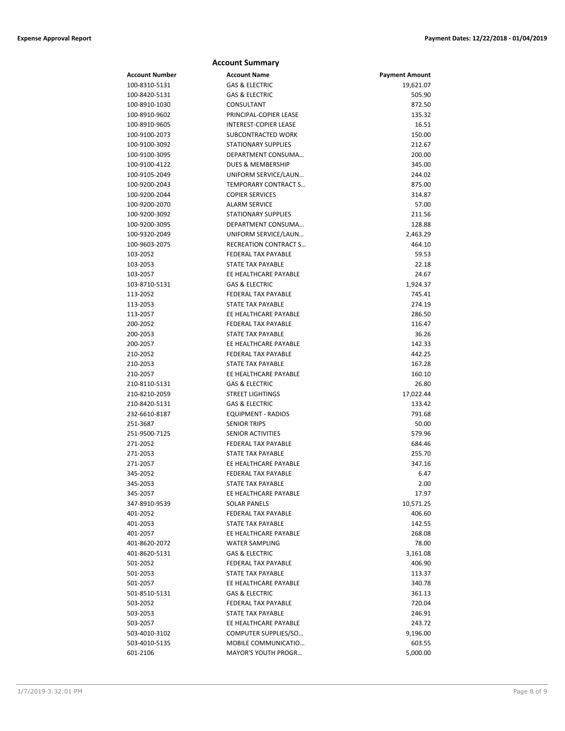## Account Summary

| Account Number | Account Name | Payment Amount |
|---|---|---|
| 100-8310-5131 | GAS & ELECTRIC | 19,621.07 |
| 100-8420-5131 | GAS & ELECTRIC | 505.90 |
| 100-8910-1030 | CONSULTANT | 872.50 |
| 100-8910-9602 | PRINCIPAL-COPIER LEASE | 135.32 |
| 100-8910-9605 | INTEREST-COPIER LEASE | 16.51 |
| 100-9100-2073 | SUBCONTRACTED WORK | 150.00 |
| 100-9100-3092 | STATIONARY SUPPLIES | 212.67 |
| 100-9100-3095 | DEPARTMENT CONSUMA… | 200.00 |
| 100-9100-4122 | DUES & MEMBERSHIP | 345.00 |
| 100-9105-2049 | UNIFORM SERVICE/LAUN… | 244.02 |
| 100-9200-2043 | TEMPORARY CONTRACT S… | 875.00 |
| 100-9200-2044 | COPIER SERVICES | 314.87 |
| 100-9200-2070 | ALARM SERVICE | 57.00 |
| 100-9200-3092 | STATIONARY SUPPLIES | 211.56 |
| 100-9200-3095 | DEPARTMENT CONSUMA… | 128.88 |
| 100-9320-2049 | UNIFORM SERVICE/LAUN… | 2,463.29 |
| 100-9603-2075 | RECREATION CONTRACT S… | 464.10 |
| 103-2052 | FEDERAL TAX PAYABLE | 59.53 |
| 103-2053 | STATE TAX PAYABLE | 22.18 |
| 103-2057 | EE HEALTHCARE PAYABLE | 24.67 |
| 103-8710-5131 | GAS & ELECTRIC | 1,924.37 |
| 113-2052 | FEDERAL TAX PAYABLE | 745.41 |
| 113-2053 | STATE TAX PAYABLE | 274.19 |
| 113-2057 | EE HEALTHCARE PAYABLE | 286.50 |
| 200-2052 | FEDERAL TAX PAYABLE | 116.47 |
| 200-2053 | STATE TAX PAYABLE | 36.26 |
| 200-2057 | EE HEALTHCARE PAYABLE | 142.33 |
| 210-2052 | FEDERAL TAX PAYABLE | 442.25 |
| 210-2053 | STATE TAX PAYABLE | 167.28 |
| 210-2057 | EE HEALTHCARE PAYABLE | 160.10 |
| 210-8110-5131 | GAS & ELECTRIC | 26.80 |
| 210-8210-2059 | STREET LIGHTINGS | 17,022.44 |
| 210-8420-5131 | GAS & ELECTRIC | 133.42 |
| 232-6610-8187 | EQUIPMENT - RADIOS | 791.68 |
| 251-3687 | SENIOR TRIPS | 50.00 |
| 251-9500-7125 | SENIOR ACTIVITIES | 579.96 |
| 271-2052 | FEDERAL TAX PAYABLE | 684.46 |
| 271-2053 | STATE TAX PAYABLE | 255.70 |
| 271-2057 | EE HEALTHCARE PAYABLE | 347.16 |
| 345-2052 | FEDERAL TAX PAYABLE | 6.47 |
| 345-2053 | STATE TAX PAYABLE | 2.00 |
| 345-2057 | EE HEALTHCARE PAYABLE | 17.97 |
| 347-8910-9539 | SOLAR PANELS | 10,571.25 |
| 401-2052 | FEDERAL TAX PAYABLE | 406.60 |
| 401-2053 | STATE TAX PAYABLE | 142.55 |
| 401-2057 | EE HEALTHCARE PAYABLE | 268.08 |
| 401-8620-2072 | WATER SAMPLING | 78.00 |
| 401-8620-5131 | GAS & ELECTRIC | 3,161.08 |
| 501-2052 | FEDERAL TAX PAYABLE | 406.90 |
| 501-2053 | STATE TAX PAYABLE | 113.37 |
| 501-2057 | EE HEALTHCARE PAYABLE | 340.78 |
| 501-8510-5131 | GAS & ELECTRIC | 361.13 |
| 503-2052 | FEDERAL TAX PAYABLE | 720.04 |
| 503-2053 | STATE TAX PAYABLE | 246.91 |
| 503-2057 | EE HEALTHCARE PAYABLE | 243.72 |
| 503-4010-3102 | COMPUTER SUPPLIES/SO… | 9,196.00 |
| 503-4010-5135 | MOBILE COMMUNICATIO… | 603.55 |
| 601-2106 | MAYOR'S YOUTH PROGR… | 5,000.00 |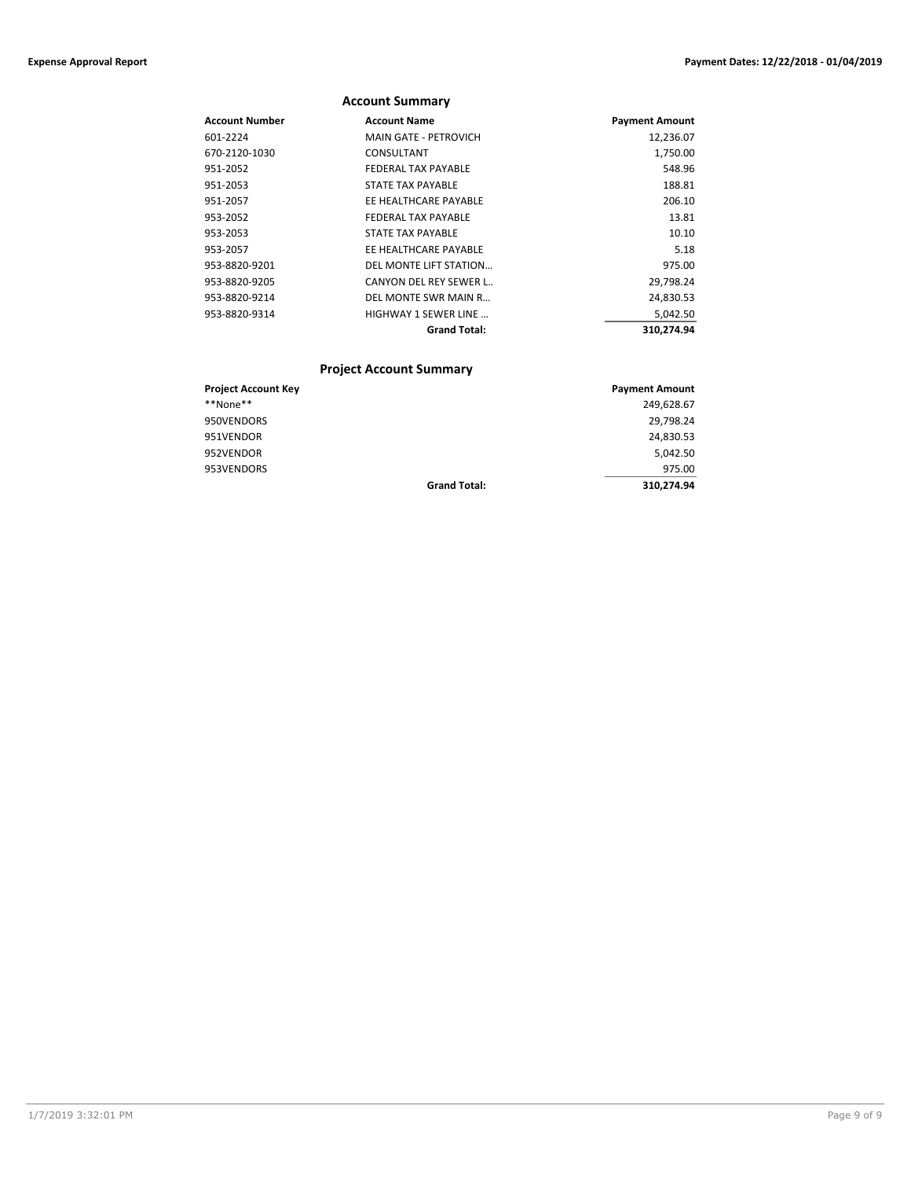## Account Summary

| Account Number | Account Name | Payment Amount |
|---|---|---|
| 601-2224 | MAIN GATE - PETROVICH | 12,236.07 |
| 670-2120-1030 | CONSULTANT | 1,750.00 |
| 951-2052 | FEDERAL TAX PAYABLE | 548.96 |
| 951-2053 | STATE TAX PAYABLE | 188.81 |
| 951-2057 | EE HEALTHCARE PAYABLE | 206.10 |
| 953-2052 | FEDERAL TAX PAYABLE | 13.81 |
| 953-2053 | STATE TAX PAYABLE | 10.10 |
| 953-2057 | EE HEALTHCARE PAYABLE | 5.18 |
| 953-8820-9201 | DEL MONTE LIFT STATION… | 975.00 |
| 953-8820-9205 | CANYON DEL REY SEWER L.. | 29,798.24 |
| 953-8820-9214 | DEL MONTE SWR MAIN R… | 24,830.53 |
| 953-8820-9314 | HIGHWAY 1 SEWER LINE … | 5,042.50 |
| | **Grand Total:** | **310,274.94** |

## Project Account Summary

| Project Account Key | | Payment Amount |
|---|---|---|
| **None** | | 249,628.67 |
| 950VENDORS | | 29,798.24 |
| 951VENDOR | | 24,830.53 |
| 952VENDOR | | 5,042.50 |
| 953VENDORS | | 975.00 |
| | **Grand Total:** | **310,274.94** |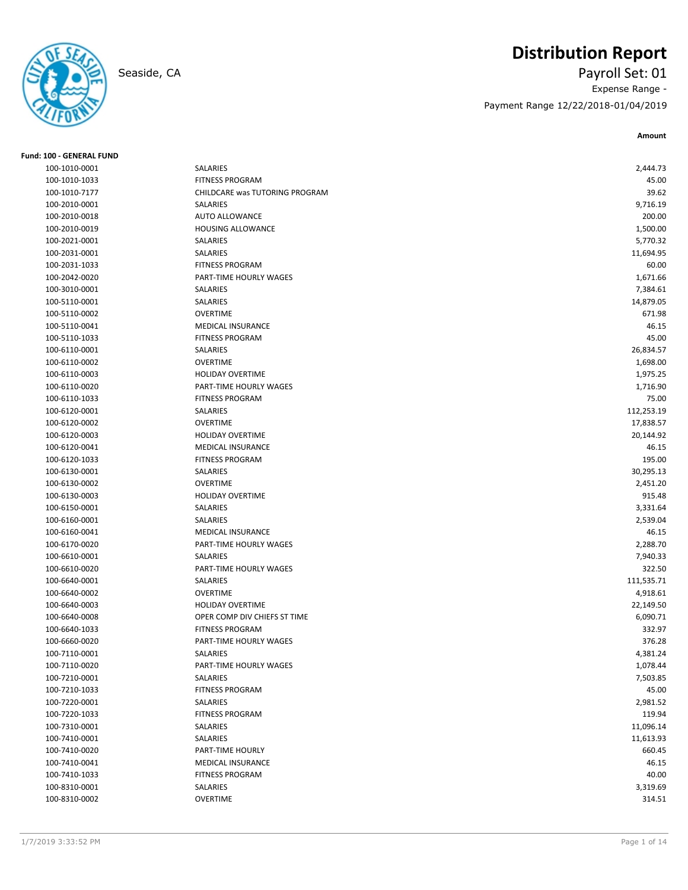# Distribution Report

Seaside, CA

Payroll Set: 01

Expense Range -

Payment Range 12/22/2018-01/04/2019

**Fund: 100 - GENERAL FUND**

| Account | Description | Amount |
|---|---|---|
| 100-1010-0001 | SALARIES | 2,444.73 |
| 100-1010-1033 | FITNESS PROGRAM | 45.00 |
| 100-1010-7177 | CHILDCARE was TUTORING PROGRAM | 39.62 |
| 100-2010-0001 | SALARIES | 9,716.19 |
| 100-2010-0018 | AUTO ALLOWANCE | 200.00 |
| 100-2010-0019 | HOUSING ALLOWANCE | 1,500.00 |
| 100-2021-0001 | SALARIES | 5,770.32 |
| 100-2031-0001 | SALARIES | 11,694.95 |
| 100-2031-1033 | FITNESS PROGRAM | 60.00 |
| 100-2042-0020 | PART-TIME HOURLY WAGES | 1,671.66 |
| 100-3010-0001 | SALARIES | 7,384.61 |
| 100-5110-0001 | SALARIES | 14,879.05 |
| 100-5110-0002 | OVERTIME | 671.98 |
| 100-5110-0041 | MEDICAL INSURANCE | 46.15 |
| 100-5110-1033 | FITNESS PROGRAM | 45.00 |
| 100-6110-0001 | SALARIES | 26,834.57 |
| 100-6110-0002 | OVERTIME | 1,698.00 |
| 100-6110-0003 | HOLIDAY OVERTIME | 1,975.25 |
| 100-6110-0020 | PART-TIME HOURLY WAGES | 1,716.90 |
| 100-6110-1033 | FITNESS PROGRAM | 75.00 |
| 100-6120-0001 | SALARIES | 112,253.19 |
| 100-6120-0002 | OVERTIME | 17,838.57 |
| 100-6120-0003 | HOLIDAY OVERTIME | 20,144.92 |
| 100-6120-0041 | MEDICAL INSURANCE | 46.15 |
| 100-6120-1033 | FITNESS PROGRAM | 195.00 |
| 100-6130-0001 | SALARIES | 30,295.13 |
| 100-6130-0002 | OVERTIME | 2,451.20 |
| 100-6130-0003 | HOLIDAY OVERTIME | 915.48 |
| 100-6150-0001 | SALARIES | 3,331.64 |
| 100-6160-0001 | SALARIES | 2,539.04 |
| 100-6160-0041 | MEDICAL INSURANCE | 46.15 |
| 100-6170-0020 | PART-TIME HOURLY WAGES | 2,288.70 |
| 100-6610-0001 | SALARIES | 7,940.33 |
| 100-6610-0020 | PART-TIME HOURLY WAGES | 322.50 |
| 100-6640-0001 | SALARIES | 111,535.71 |
| 100-6640-0002 | OVERTIME | 4,918.61 |
| 100-6640-0003 | HOLIDAY OVERTIME | 22,149.50 |
| 100-6640-0008 | OPER COMP DIV CHIEFS ST TIME | 6,090.71 |
| 100-6640-1033 | FITNESS PROGRAM | 332.97 |
| 100-6660-0020 | PART-TIME HOURLY WAGES | 376.28 |
| 100-7110-0001 | SALARIES | 4,381.24 |
| 100-7110-0020 | PART-TIME HOURLY WAGES | 1,078.44 |
| 100-7210-0001 | SALARIES | 7,503.85 |
| 100-7210-1033 | FITNESS PROGRAM | 45.00 |
| 100-7220-0001 | SALARIES | 2,981.52 |
| 100-7220-1033 | FITNESS PROGRAM | 119.94 |
| 100-7310-0001 | SALARIES | 11,096.14 |
| 100-7410-0001 | SALARIES | 11,613.93 |
| 100-7410-0020 | PART-TIME HOURLY | 660.45 |
| 100-7410-0041 | MEDICAL INSURANCE | 46.15 |
| 100-7410-1033 | FITNESS PROGRAM | 40.00 |
| 100-8310-0001 | SALARIES | 3,319.69 |
| 100-8310-0002 | OVERTIME | 314.51 |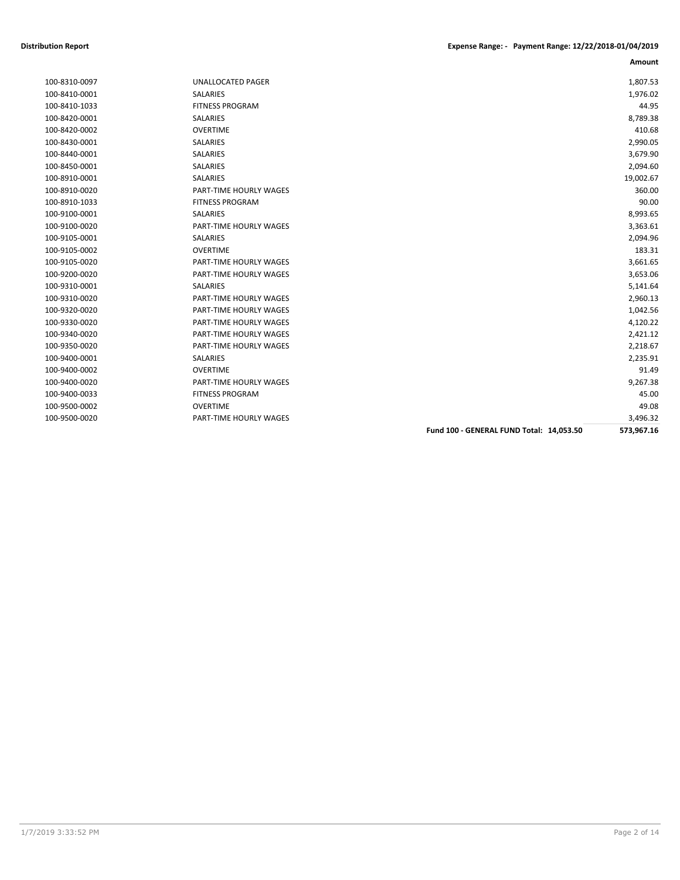**Distribution Report** **Expense Range: - Payment Range: 12/22/2018-01/04/2019**

| | | Amount |
|---|---|---|
| 100-8310-0097 | UNALLOCATED PAGER | 1,807.53 |
| 100-8410-0001 | SALARIES | 1,976.02 |
| 100-8410-1033 | FITNESS PROGRAM | 44.95 |
| 100-8420-0001 | SALARIES | 8,789.38 |
| 100-8420-0002 | OVERTIME | 410.68 |
| 100-8430-0001 | SALARIES | 2,990.05 |
| 100-8440-0001 | SALARIES | 3,679.90 |
| 100-8450-0001 | SALARIES | 2,094.60 |
| 100-8910-0001 | SALARIES | 19,002.67 |
| 100-8910-0020 | PART-TIME HOURLY WAGES | 360.00 |
| 100-8910-1033 | FITNESS PROGRAM | 90.00 |
| 100-9100-0001 | SALARIES | 8,993.65 |
| 100-9100-0020 | PART-TIME HOURLY WAGES | 3,363.61 |
| 100-9105-0001 | SALARIES | 2,094.96 |
| 100-9105-0002 | OVERTIME | 183.31 |
| 100-9105-0020 | PART-TIME HOURLY WAGES | 3,661.65 |
| 100-9200-0020 | PART-TIME HOURLY WAGES | 3,653.06 |
| 100-9310-0001 | SALARIES | 5,141.64 |
| 100-9310-0020 | PART-TIME HOURLY WAGES | 2,960.13 |
| 100-9320-0020 | PART-TIME HOURLY WAGES | 1,042.56 |
| 100-9330-0020 | PART-TIME HOURLY WAGES | 4,120.22 |
| 100-9340-0020 | PART-TIME HOURLY WAGES | 2,421.12 |
| 100-9350-0020 | PART-TIME HOURLY WAGES | 2,218.67 |
| 100-9400-0001 | SALARIES | 2,235.91 |
| 100-9400-0002 | OVERTIME | 91.49 |
| 100-9400-0020 | PART-TIME HOURLY WAGES | 9,267.38 |
| 100-9400-0033 | FITNESS PROGRAM | 45.00 |
| 100-9500-0002 | OVERTIME | 49.08 |
| 100-9500-0020 | PART-TIME HOURLY WAGES | 3,496.32 |
| | **Fund 100 - GENERAL FUND Total: 14,053.50** | **573,967.16** |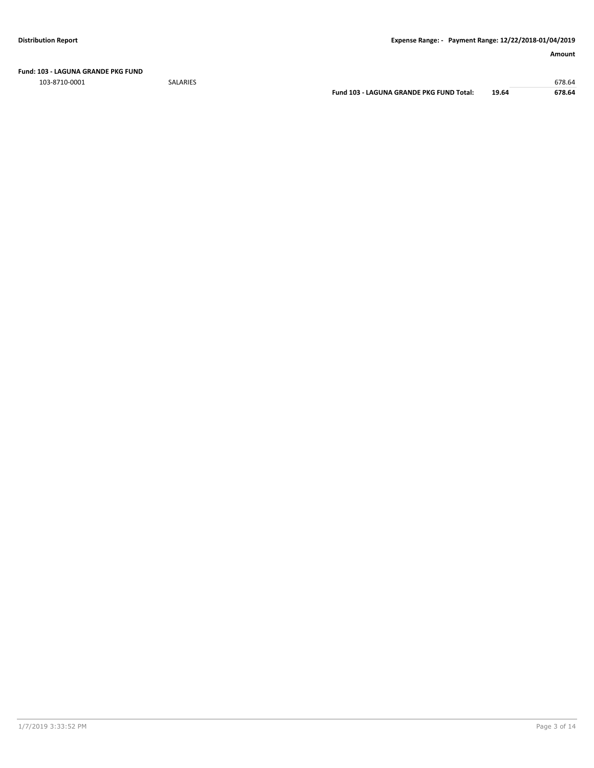**Fund: 103 - LAGUNA GRANDE PKG FUND**

| | | | | Amount |
|---|---|---|---|---|
| 103-8710-0001 | SALARIES | | | 678.64 |
| | | **Fund 103 - LAGUNA GRANDE PKG FUND Total:** | **19.64** | **678.64** |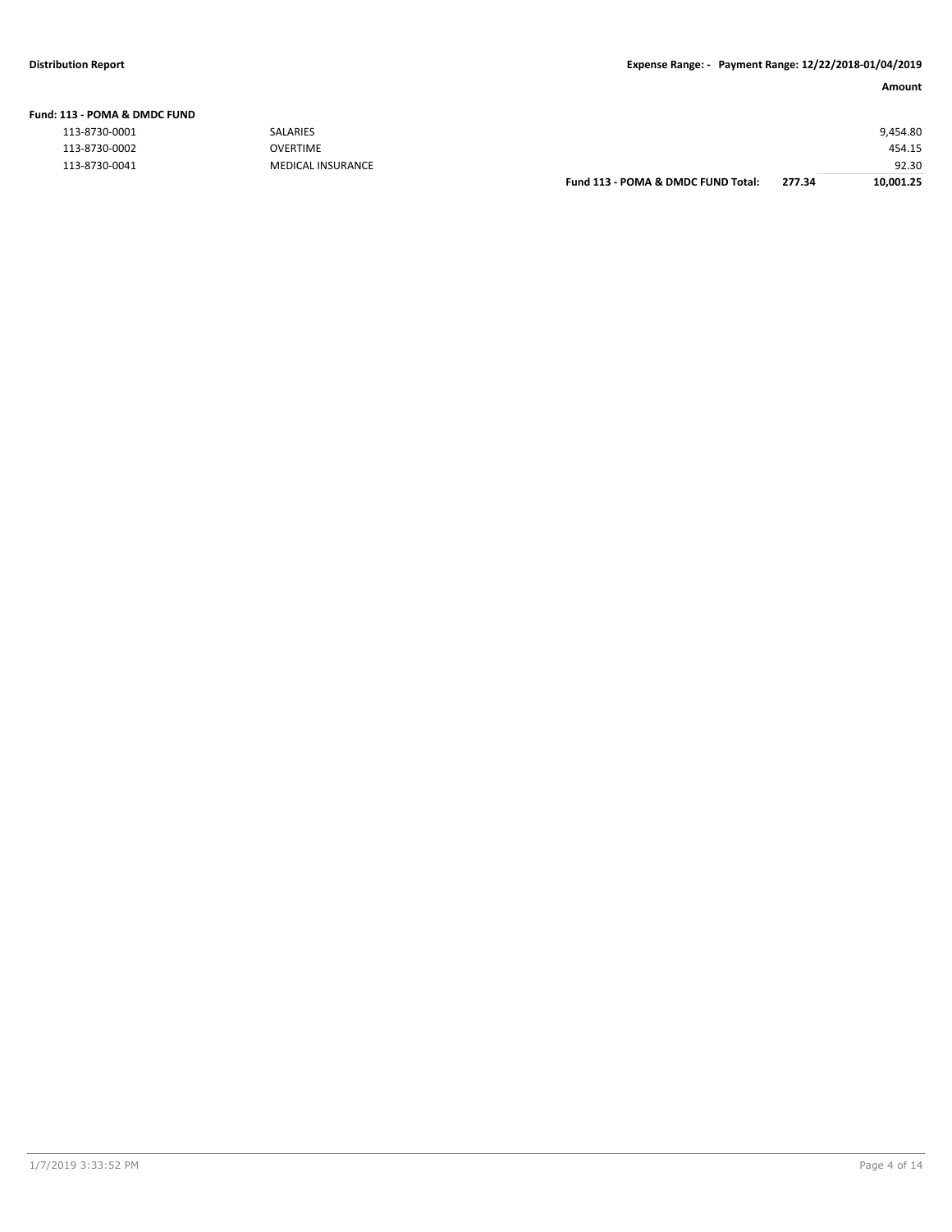**Distribution Report** — **Expense Range: - Payment Range: 12/22/2018-01/04/2019**

| | | | | Amount |
|---|---|---|---|---|
| **Fund: 113 - POMA & DMDC FUND** | | | | |
| 113-8730-0001 | SALARIES | | | 9,454.80 |
| 113-8730-0002 | OVERTIME | | | 454.15 |
| 113-8730-0041 | MEDICAL INSURANCE | | | 92.30 |
| | | **Fund 113 - POMA & DMDC FUND Total:** | **277.34** | **10,001.25** |

1/7/2019 3:33:52 PM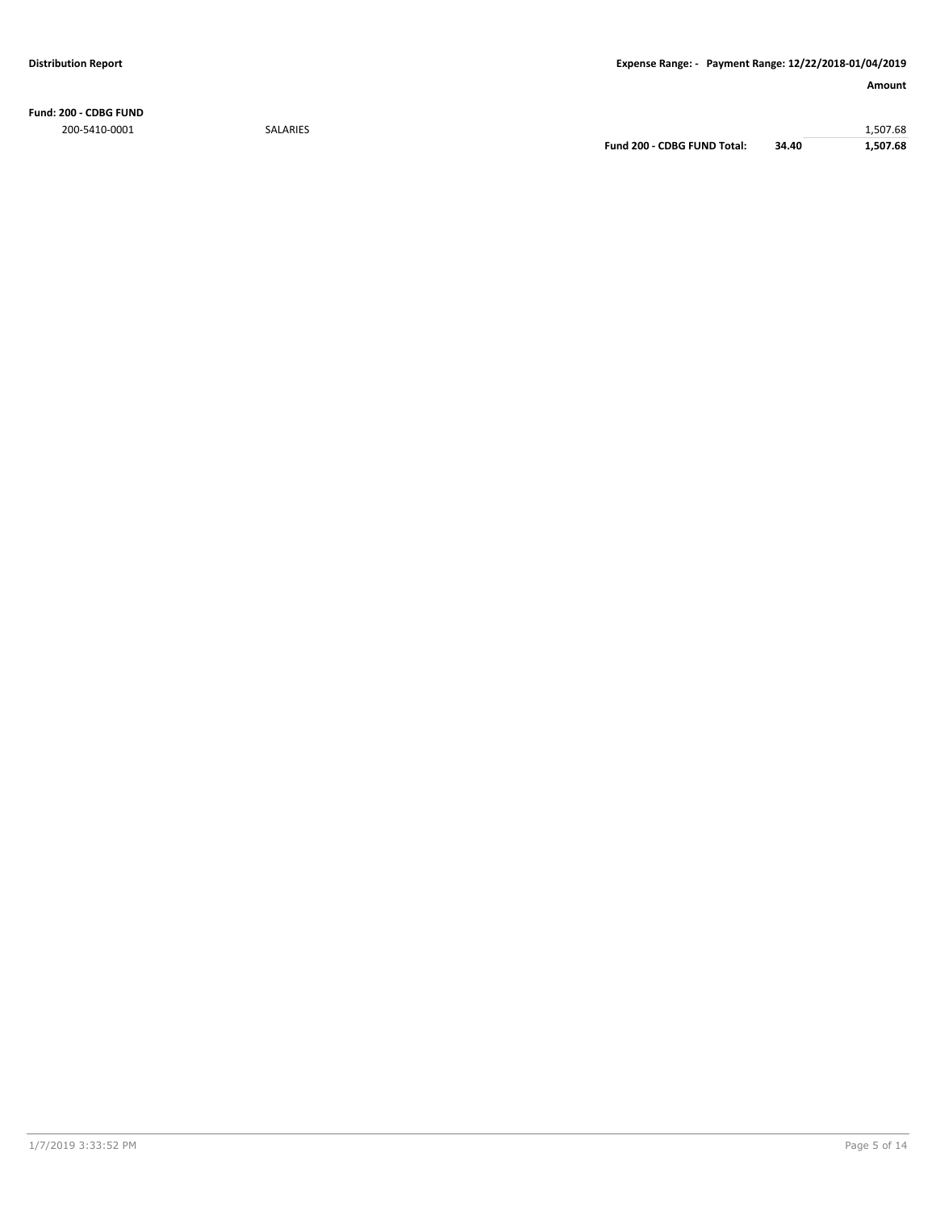| | | | Amount |
|---|---|---|---|
| **Fund: 200 - CDBG FUND** | | | |
| 200-5410-0001 | SALARIES | | 1,507.68 |
| | **Fund 200 - CDBG FUND Total:** | **34.40** | **1,507.68** |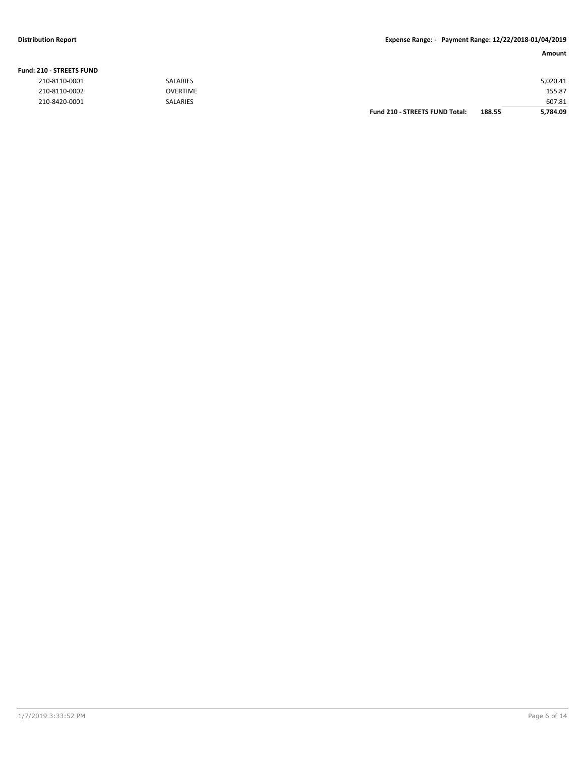**Distribution Report** — Expense Range: - Payment Range: 12/22/2018-01/04/2019

**Fund: 210 - STREETS FUND**

| Account | Description | | | Amount |
|---|---|---|---|---|
| 210-8110-0001 | SALARIES | | | 5,020.41 |
| 210-8110-0002 | OVERTIME | | | 155.87 |
| 210-8420-0001 | SALARIES | | | 607.81 |
| | | **Fund 210 - STREETS FUND Total:** | **188.55** | **5,784.09** |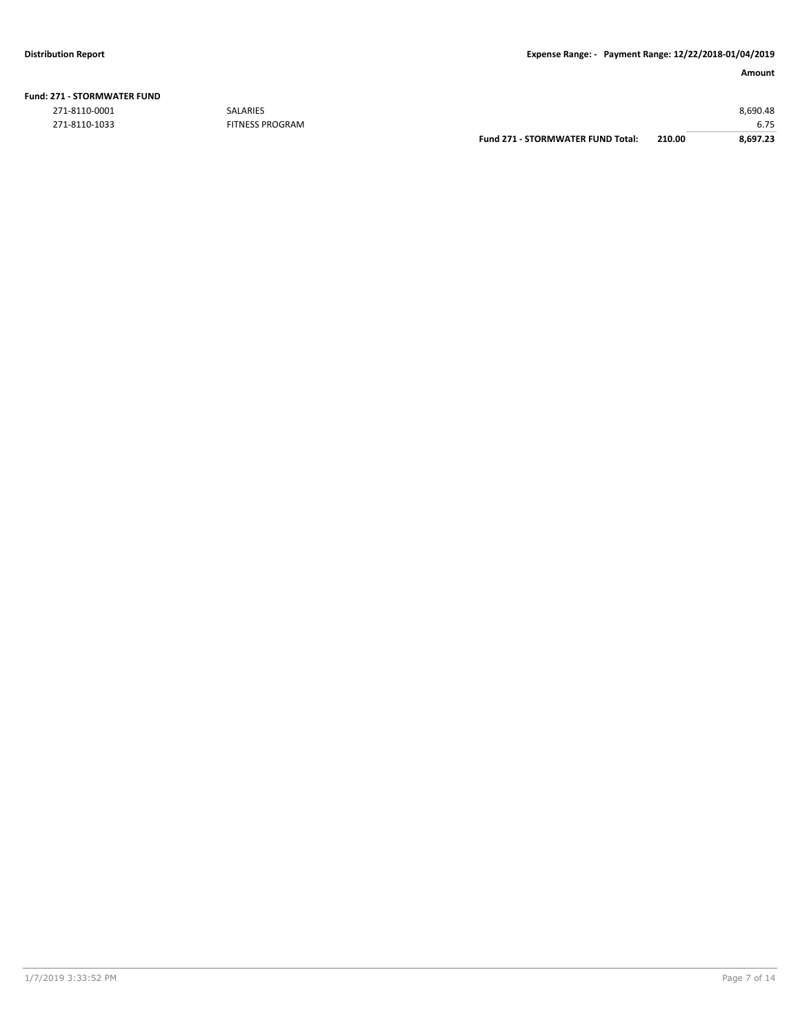**Fund: 271 - STORMWATER FUND**

| Account | Description | | | Amount |
|---|---|---|---|---|
| 271-8110-0001 | SALARIES | | | 8,690.48 |
| 271-8110-1033 | FITNESS PROGRAM | | | 6.75 |
| | | **Fund 271 - STORMWATER FUND Total:** | **210.00** | **8,697.23** |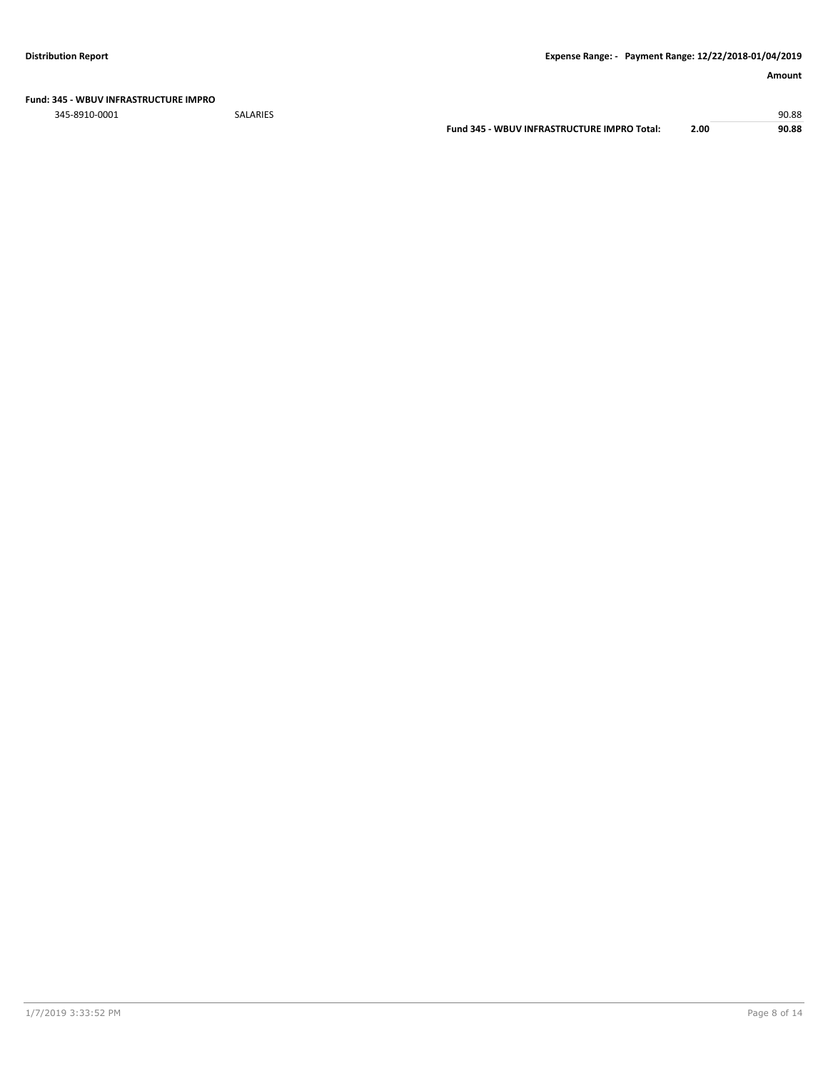**Fund: 345 - WBUV INFRASTRUCTURE IMPRO**

| | | | | Amount |
|---|---|---|---|---|
| 345-8910-0001 | SALARIES | | | 90.88 |
| | | **Fund 345 - WBUV INFRASTRUCTURE IMPRO Total:** | **2.00** | **90.88** |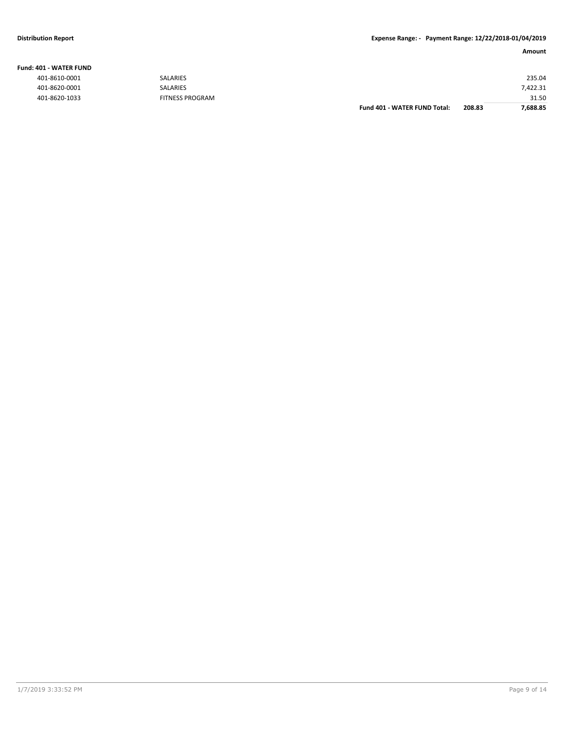**Distribution Report** | **Expense Range: - Payment Range: 12/22/2018-01/04/2019**

**Fund: 401 - WATER FUND**

| | | | | Amount |
|---|---|---|---|---|
| 401-8610-0001 | SALARIES | | | 235.04 |
| 401-8620-0001 | SALARIES | | | 7,422.31 |
| 401-8620-1033 | FITNESS PROGRAM | | | 31.50 |
| | | **Fund 401 - WATER FUND Total:** | **208.83** | **7,688.85** |

1/7/2019 3:33:52 PM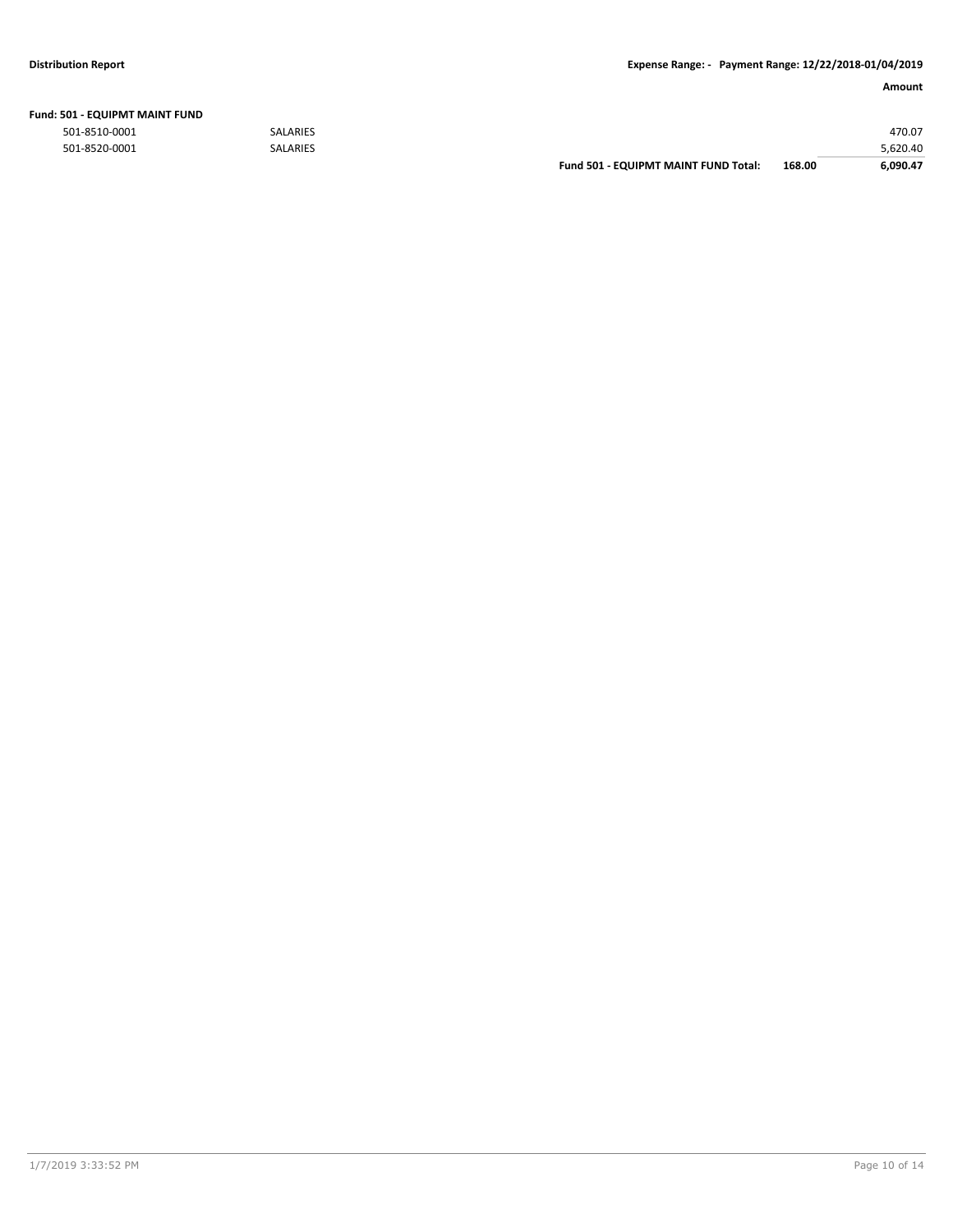| | | | | Amount |
|---|---|---|---|---|
| **Fund: 501 - EQUIPMT MAINT FUND** | | | | |
| 501-8510-0001 | SALARIES | | | 470.07 |
| 501-8520-0001 | SALARIES | | | 5,620.40 |
| | | **Fund 501 - EQUIPMT MAINT FUND Total:** | **168.00** | **6,090.47** |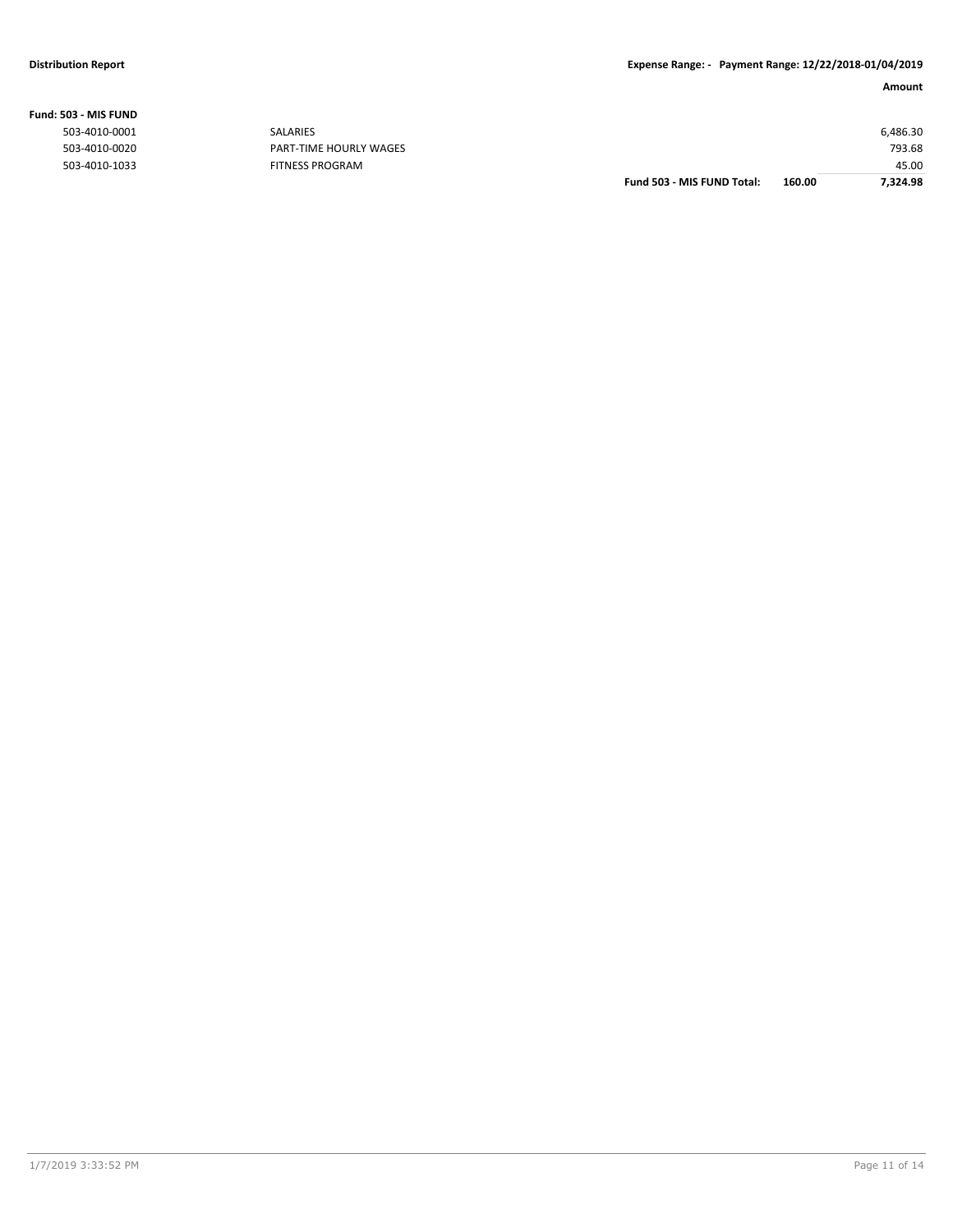**Distribution Report** **Expense Range: - Payment Range: 12/22/2018-01/04/2019**

| | | | | Amount |
|---|---|---|---|---|
| **Fund: 503 - MIS FUND** | | | | |
| 503-4010-0001 | SALARIES | | | 6,486.30 |
| 503-4010-0020 | PART-TIME HOURLY WAGES | | | 793.68 |
| 503-4010-1033 | FITNESS PROGRAM | | | 45.00 |
| | | **Fund 503 - MIS FUND Total:** | **160.00** | **7,324.98** |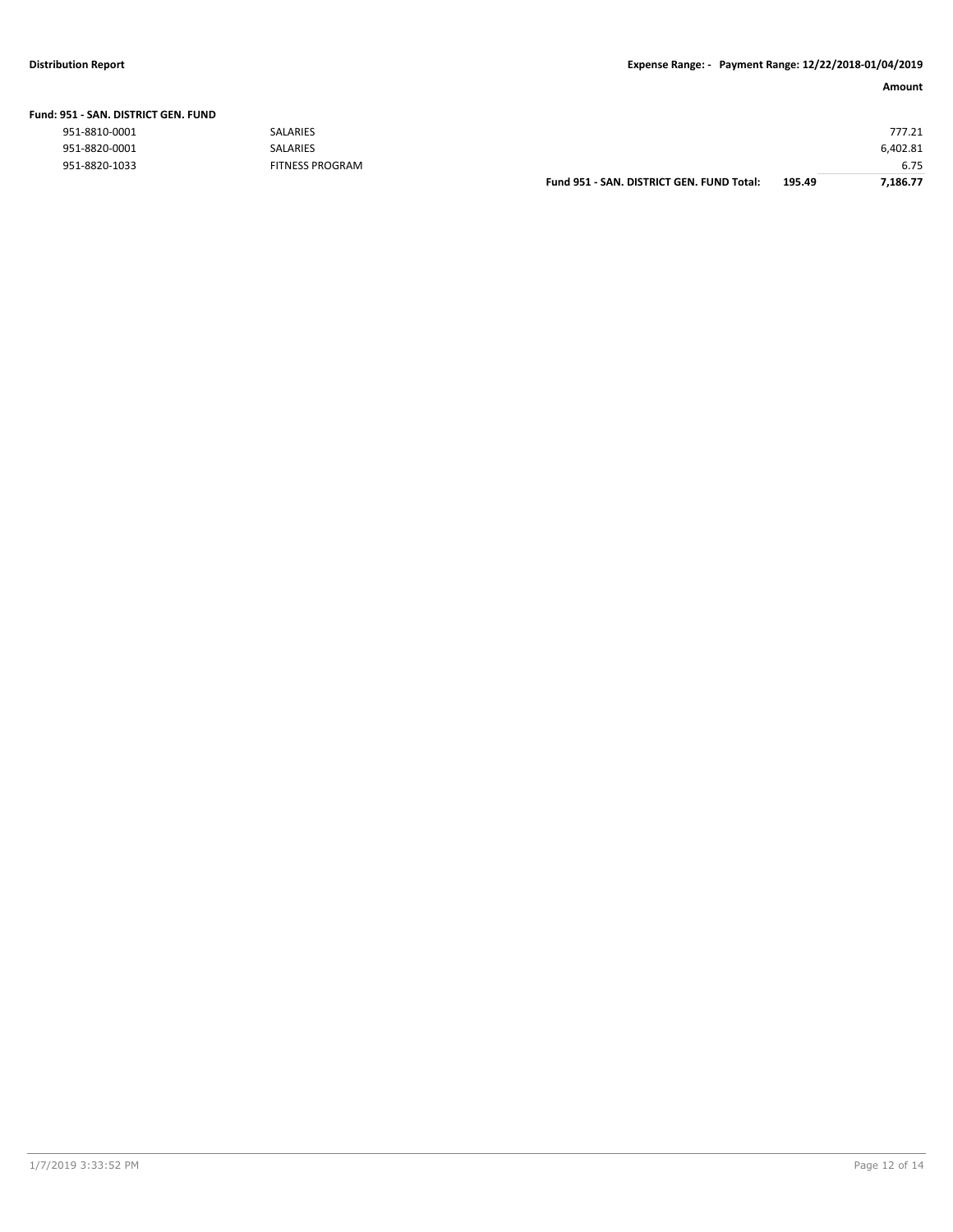**Amount**

**Fund: 951 - SAN. DISTRICT GEN. FUND**

| Account | Description | | | Amount |
|---|---|---|---|---|
| 951-8810-0001 | SALARIES | | | 777.21 |
| 951-8820-0001 | SALARIES | | | 6,402.81 |
| 951-8820-1033 | FITNESS PROGRAM | | | 6.75 |
| | | **Fund 951 - SAN. DISTRICT GEN. FUND Total:** | **195.49** | **7,186.77** |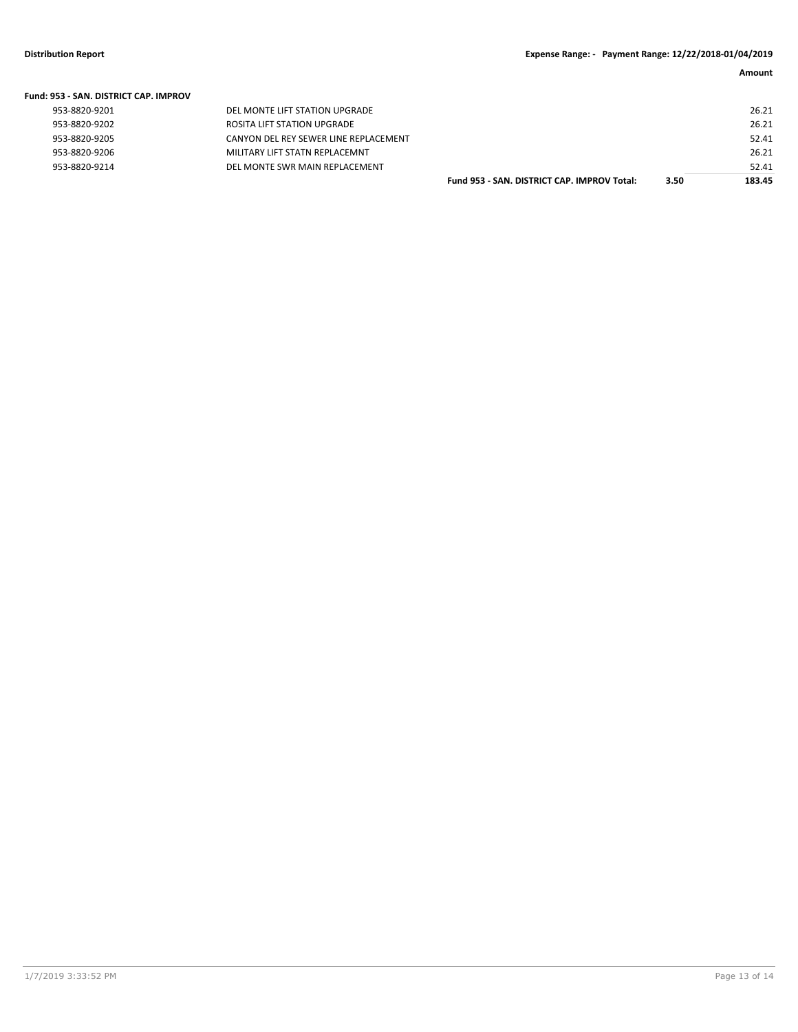| | | | Amount |
|---|---|---|---|
| **Fund: 953 - SAN. DISTRICT CAP. IMPROV** | | | |
| 953-8820-9201 | DEL MONTE LIFT STATION UPGRADE | | 26.21 |
| 953-8820-9202 | ROSITA LIFT STATION UPGRADE | | 26.21 |
| 953-8820-9205 | CANYON DEL REY SEWER LINE REPLACEMENT | | 52.41 |
| 953-8820-9206 | MILITARY LIFT STATN REPLACEMNT | | 26.21 |
| 953-8820-9214 | DEL MONTE SWR MAIN REPLACEMENT | | 52.41 |
| | **Fund 953 - SAN. DISTRICT CAP. IMPROV Total:** | **3.50** | **183.45** |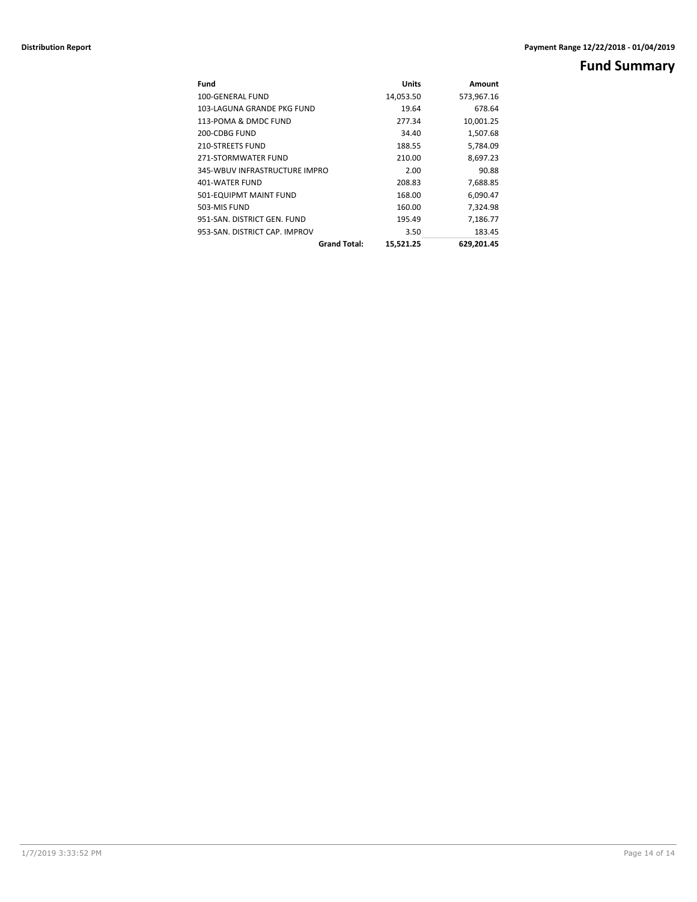# Fund Summary

| Fund | Units | Amount |
|---|---|---|
| 100-GENERAL FUND | 14,053.50 | 573,967.16 |
| 103-LAGUNA GRANDE PKG FUND | 19.64 | 678.64 |
| 113-POMA & DMDC FUND | 277.34 | 10,001.25 |
| 200-CDBG FUND | 34.40 | 1,507.68 |
| 210-STREETS FUND | 188.55 | 5,784.09 |
| 271-STORMWATER FUND | 210.00 | 8,697.23 |
| 345-WBUV INFRASTRUCTURE IMPRO | 2.00 | 90.88 |
| 401-WATER FUND | 208.83 | 7,688.85 |
| 501-EQUIPMT MAINT FUND | 168.00 | 6,090.47 |
| 503-MIS FUND | 160.00 | 7,324.98 |
| 951-SAN. DISTRICT GEN. FUND | 195.49 | 7,186.77 |
| 953-SAN. DISTRICT CAP. IMPROV | 3.50 | 183.45 |
| **Grand Total:** | **15,521.25** | **629,201.45** |